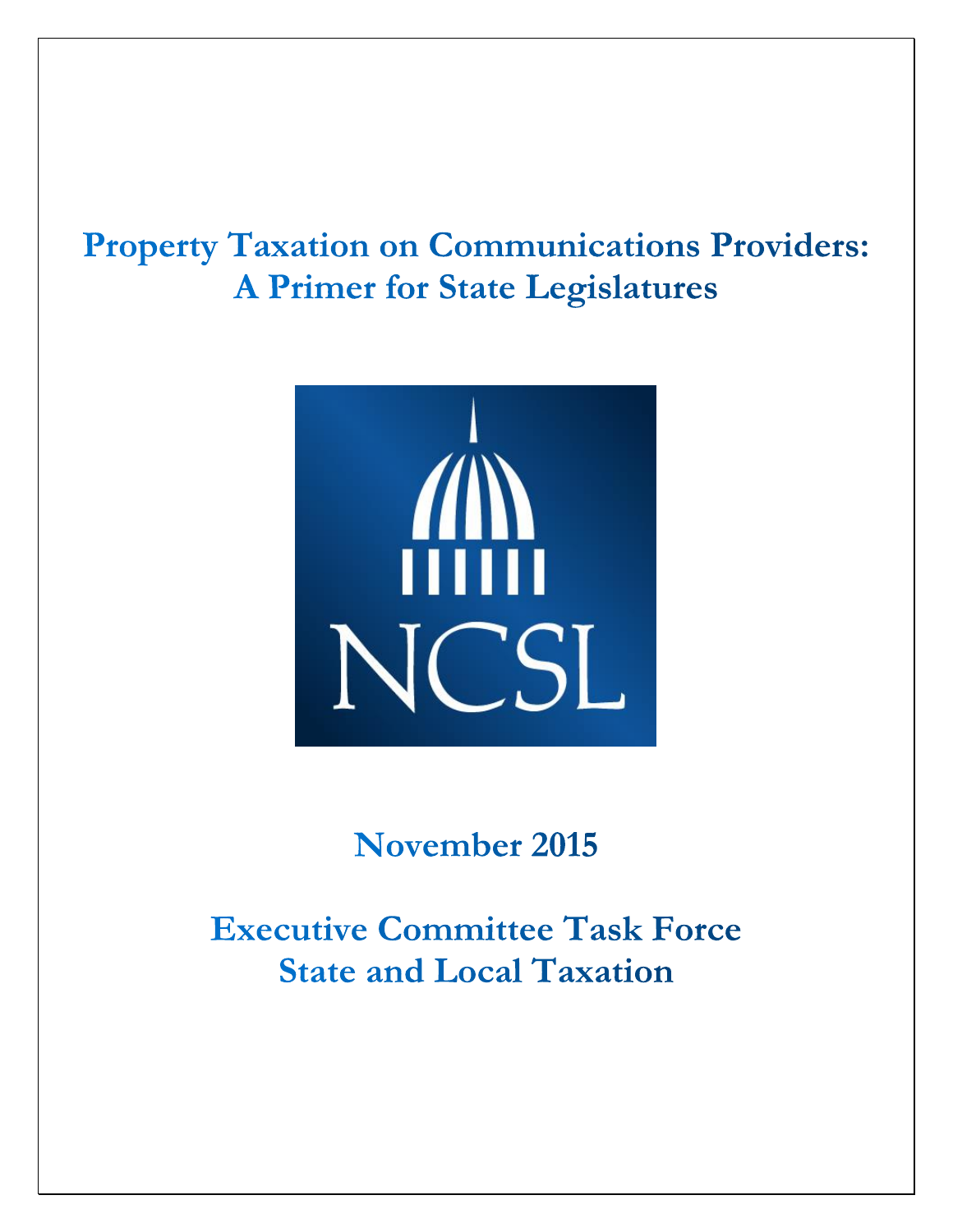# Property Taxation on Communications Providers: A Primer for State Legislatures

NCSL

## November 2015

## Executive Committee Task Force State and Local Taxation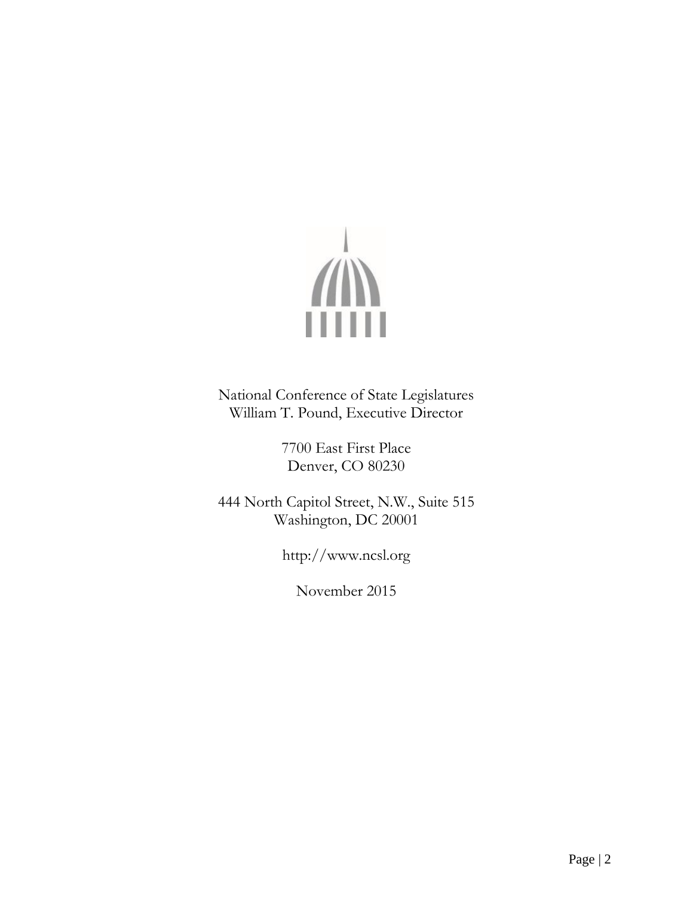National Conference of State Legislatures
William T. Pound, Executive Director

7700 East First Place
Denver, CO 80230

444 North Capitol Street, N.W., Suite 515
Washington, DC 20001

http://www.ncsl.org

November 2015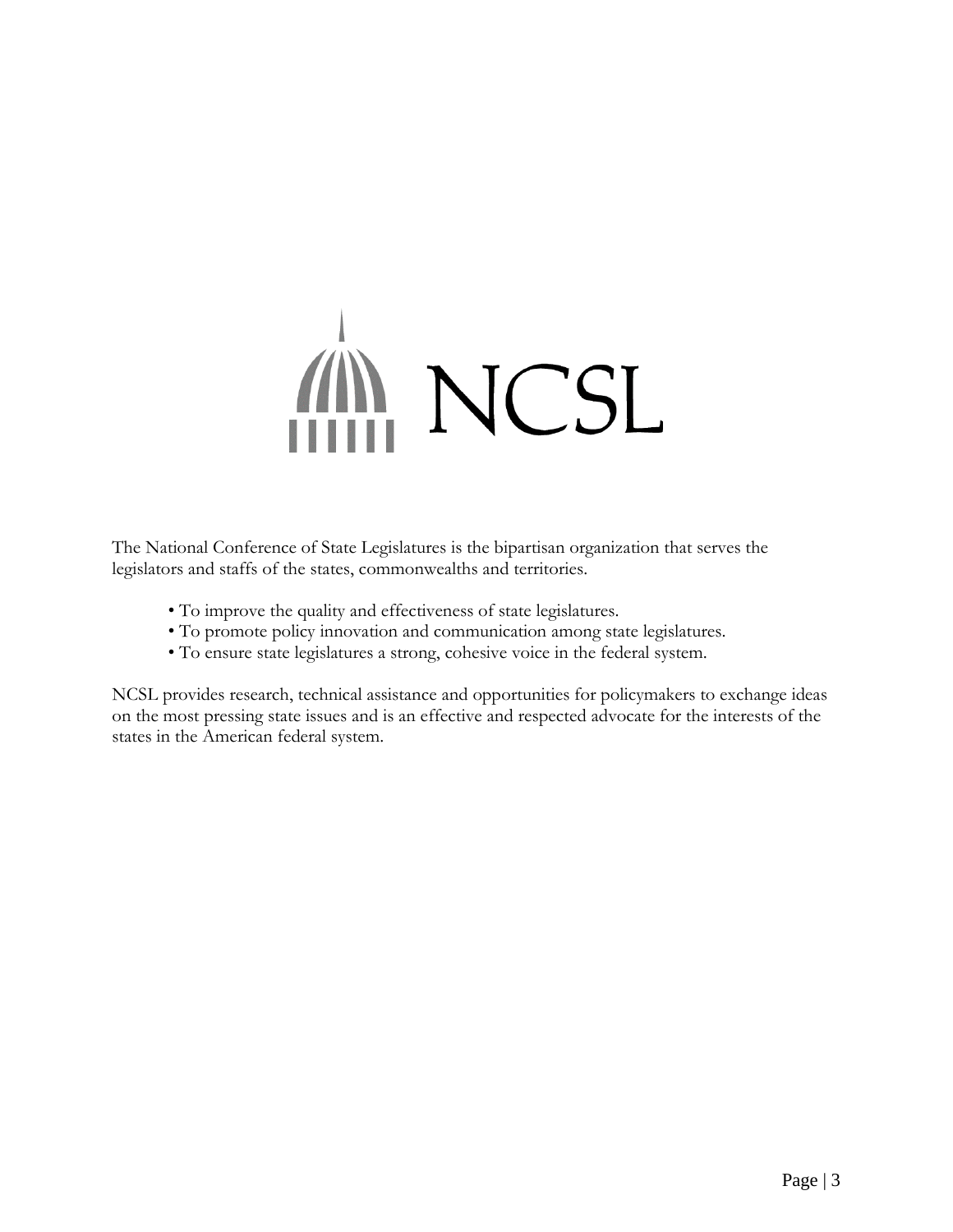NCSL

The National Conference of State Legislatures is the bipartisan organization that serves the legislators and staffs of the states, commonwealths and territories.

- To improve the quality and effectiveness of state legislatures.
- To promote policy innovation and communication among state legislatures.
- To ensure state legislatures a strong, cohesive voice in the federal system.

NCSL provides research, technical assistance and opportunities for policymakers to exchange ideas on the most pressing state issues and is an effective and respected advocate for the interests of the states in the American federal system.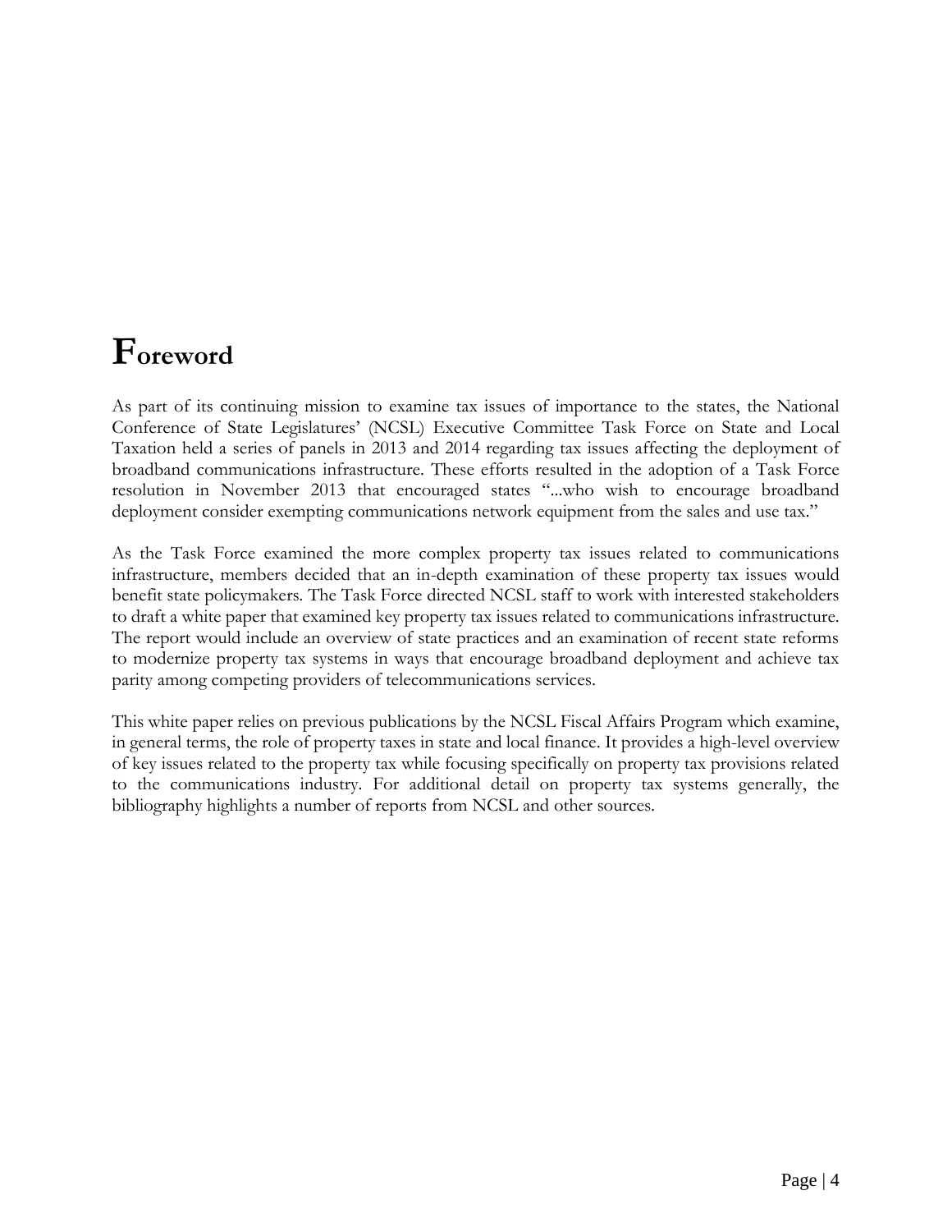# Foreword

As part of its continuing mission to examine tax issues of importance to the states, the National Conference of State Legislatures' (NCSL) Executive Committee Task Force on State and Local Taxation held a series of panels in 2013 and 2014 regarding tax issues affecting the deployment of broadband communications infrastructure. These efforts resulted in the adoption of a Task Force resolution in November 2013 that encouraged states "...who wish to encourage broadband deployment consider exempting communications network equipment from the sales and use tax."

As the Task Force examined the more complex property tax issues related to communications infrastructure, members decided that an in-depth examination of these property tax issues would benefit state policymakers. The Task Force directed NCSL staff to work with interested stakeholders to draft a white paper that examined key property tax issues related to communications infrastructure. The report would include an overview of state practices and an examination of recent state reforms to modernize property tax systems in ways that encourage broadband deployment and achieve tax parity among competing providers of telecommunications services.

This white paper relies on previous publications by the NCSL Fiscal Affairs Program which examine, in general terms, the role of property taxes in state and local finance. It provides a high-level overview of key issues related to the property tax while focusing specifically on property tax provisions related to the communications industry. For additional detail on property tax systems generally, the bibliography highlights a number of reports from NCSL and other sources.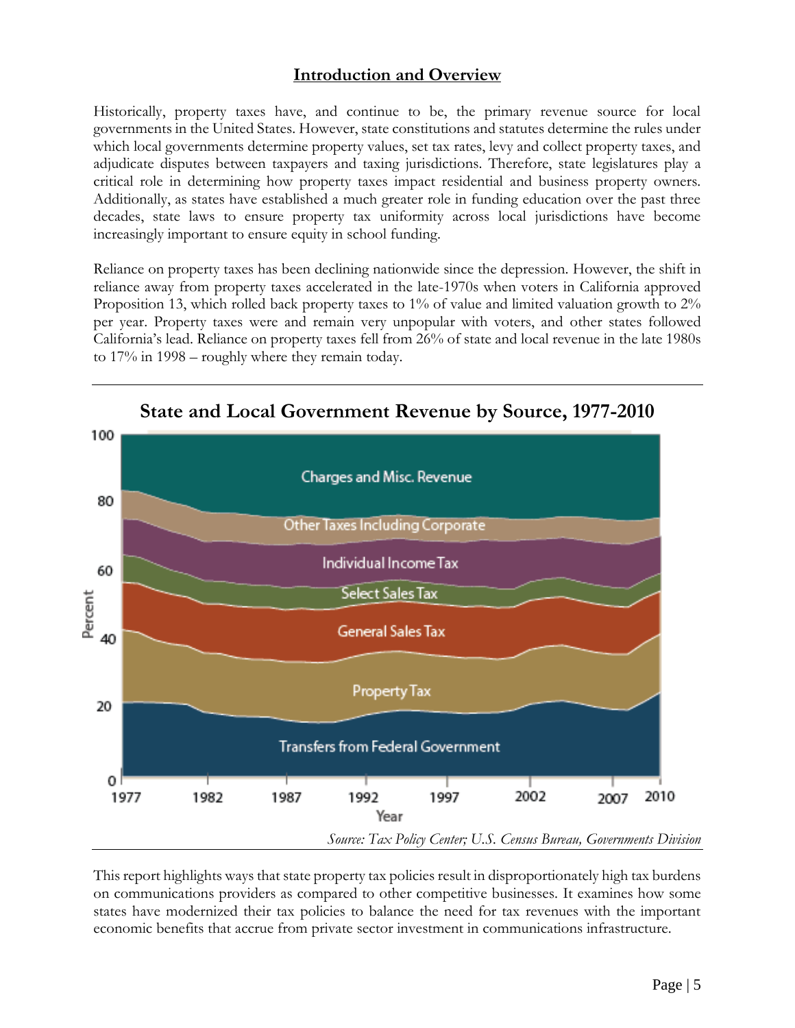## Introduction and Overview

Historically, property taxes have, and continue to be, the primary revenue source for local governments in the United States. However, state constitutions and statutes determine the rules under which local governments determine property values, set tax rates, levy and collect property taxes, and adjudicate disputes between taxpayers and taxing jurisdictions. Therefore, state legislatures play a critical role in determining how property taxes impact residential and business property owners. Additionally, as states have established a much greater role in funding education over the past three decades, state laws to ensure property tax uniformity across local jurisdictions have become increasingly important to ensure equity in school funding.

Reliance on property taxes has been declining nationwide since the depression. However, the shift in reliance away from property taxes accelerated in the late-1970s when voters in California approved Proposition 13, which rolled back property taxes to 1% of value and limited valuation growth to 2% per year. Property taxes were and remain very unpopular with voters, and other states followed California's lead. Reliance on property taxes fell from 26% of state and local revenue in the late 1980s to 17% in 1998 – roughly where they remain today.

**State and Local Government Revenue by Source, 1977-2010**

*Source: Tax Policy Center; U.S. Census Bureau, Governments Division*

This report highlights ways that state property tax policies result in disproportionately high tax burdens on communications providers as compared to other competitive businesses. It examines how some states have modernized their tax policies to balance the need for tax revenues with the important economic benefits that accrue from private sector investment in communications infrastructure.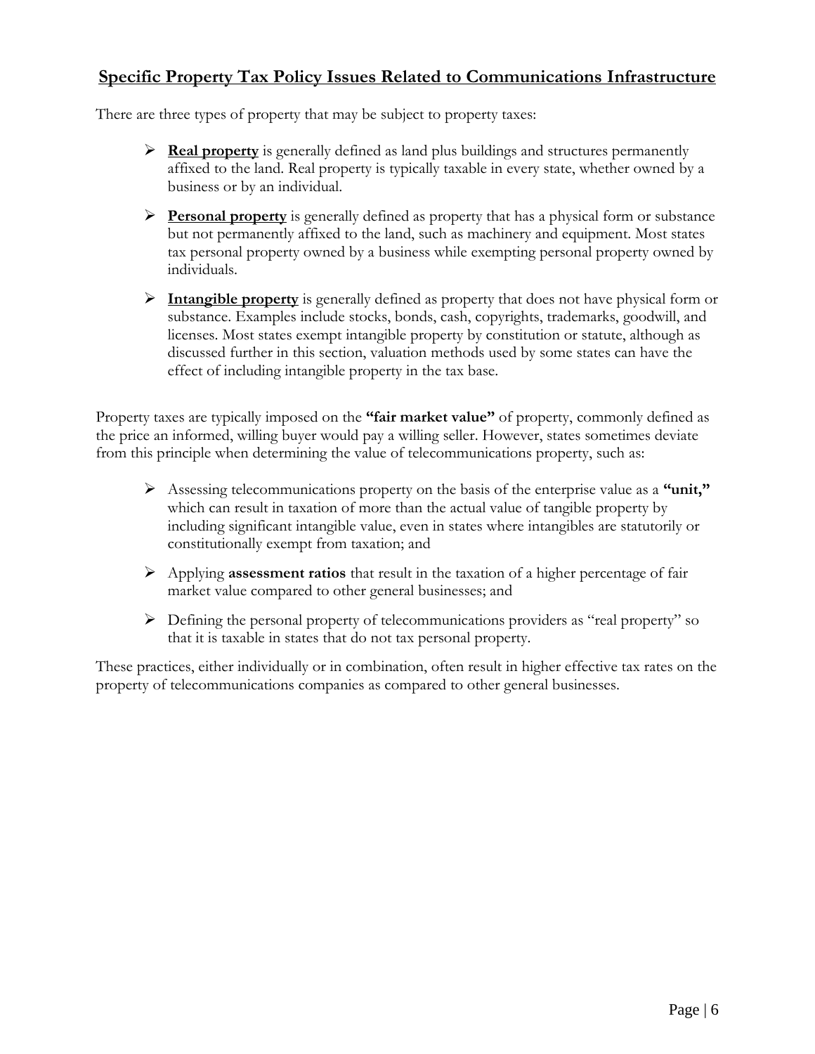## Specific Property Tax Policy Issues Related to Communications Infrastructure

There are three types of property that may be subject to property taxes:

- **Real property** is generally defined as land plus buildings and structures permanently affixed to the land. Real property is typically taxable in every state, whether owned by a business or by an individual.
- **Personal property** is generally defined as property that has a physical form or substance but not permanently affixed to the land, such as machinery and equipment. Most states tax personal property owned by a business while exempting personal property owned by individuals.
- **Intangible property** is generally defined as property that does not have physical form or substance. Examples include stocks, bonds, cash, copyrights, trademarks, goodwill, and licenses. Most states exempt intangible property by constitution or statute, although as discussed further in this section, valuation methods used by some states can have the effect of including intangible property in the tax base.

Property taxes are typically imposed on the **"fair market value"** of property, commonly defined as the price an informed, willing buyer would pay a willing seller. However, states sometimes deviate from this principle when determining the value of telecommunications property, such as:

- Assessing telecommunications property on the basis of the enterprise value as a **"unit,"** which can result in taxation of more than the actual value of tangible property by including significant intangible value, even in states where intangibles are statutorily or constitutionally exempt from taxation; and
- Applying **assessment ratios** that result in the taxation of a higher percentage of fair market value compared to other general businesses; and
- Defining the personal property of telecommunications providers as "real property" so that it is taxable in states that do not tax personal property.

These practices, either individually or in combination, often result in higher effective tax rates on the property of telecommunications companies as compared to other general businesses.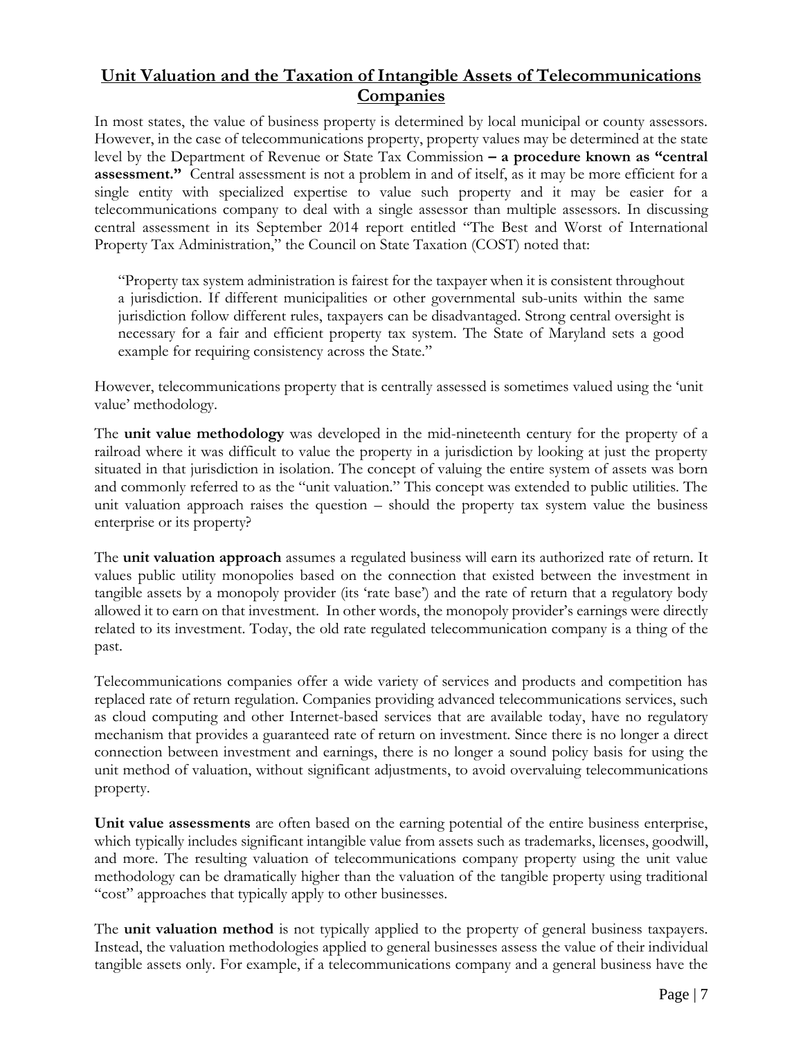## Unit Valuation and the Taxation of Intangible Assets of Telecommunications Companies

In most states, the value of business property is determined by local municipal or county assessors. However, in the case of telecommunications property, property values may be determined at the state level by the Department of Revenue or State Tax Commission **– a procedure known as "central assessment."** Central assessment is not a problem in and of itself, as it may be more efficient for a single entity with specialized expertise to value such property and it may be easier for a telecommunications company to deal with a single assessor than multiple assessors. In discussing central assessment in its September 2014 report entitled "The Best and Worst of International Property Tax Administration," the Council on State Taxation (COST) noted that:

> "Property tax system administration is fairest for the taxpayer when it is consistent throughout a jurisdiction. If different municipalities or other governmental sub-units within the same jurisdiction follow different rules, taxpayers can be disadvantaged. Strong central oversight is necessary for a fair and efficient property tax system. The State of Maryland sets a good example for requiring consistency across the State."

However, telecommunications property that is centrally assessed is sometimes valued using the 'unit value' methodology.

The **unit value methodology** was developed in the mid-nineteenth century for the property of a railroad where it was difficult to value the property in a jurisdiction by looking at just the property situated in that jurisdiction in isolation. The concept of valuing the entire system of assets was born and commonly referred to as the "unit valuation." This concept was extended to public utilities. The unit valuation approach raises the question – should the property tax system value the business enterprise or its property?

The **unit valuation approach** assumes a regulated business will earn its authorized rate of return. It values public utility monopolies based on the connection that existed between the investment in tangible assets by a monopoly provider (its 'rate base') and the rate of return that a regulatory body allowed it to earn on that investment. In other words, the monopoly provider's earnings were directly related to its investment. Today, the old rate regulated telecommunication company is a thing of the past.

Telecommunications companies offer a wide variety of services and products and competition has replaced rate of return regulation. Companies providing advanced telecommunications services, such as cloud computing and other Internet-based services that are available today, have no regulatory mechanism that provides a guaranteed rate of return on investment. Since there is no longer a direct connection between investment and earnings, there is no longer a sound policy basis for using the unit method of valuation, without significant adjustments, to avoid overvaluing telecommunications property.

**Unit value assessments** are often based on the earning potential of the entire business enterprise, which typically includes significant intangible value from assets such as trademarks, licenses, goodwill, and more. The resulting valuation of telecommunications company property using the unit value methodology can be dramatically higher than the valuation of the tangible property using traditional "cost" approaches that typically apply to other businesses.

The **unit valuation method** is not typically applied to the property of general business taxpayers. Instead, the valuation methodologies applied to general businesses assess the value of their individual tangible assets only. For example, if a telecommunications company and a general business have the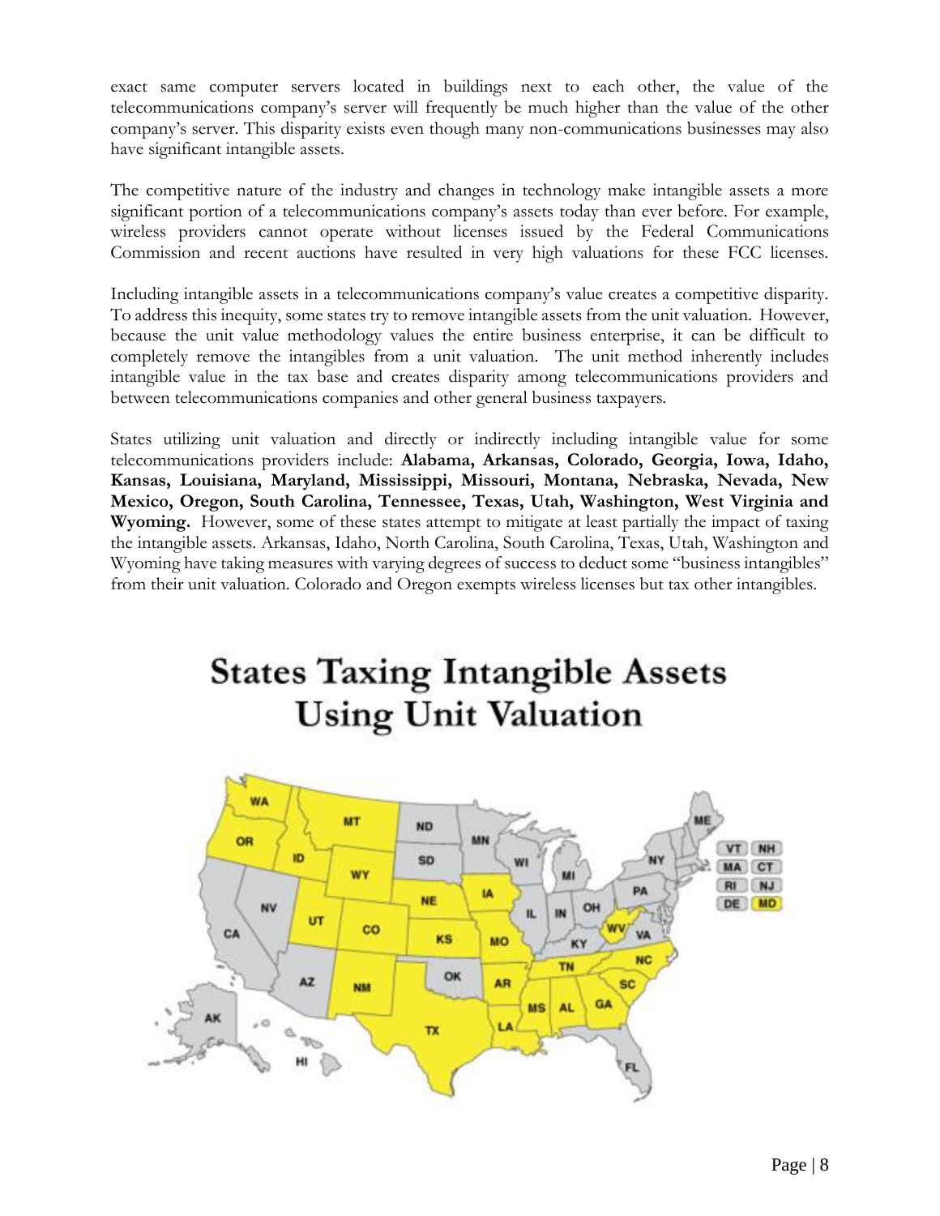exact same computer servers located in buildings next to each other, the value of the telecommunications company's server will frequently be much higher than the value of the other company's server. This disparity exists even though many non-communications businesses may also have significant intangible assets.

The competitive nature of the industry and changes in technology make intangible assets a more significant portion of a telecommunications company's assets today than ever before. For example, wireless providers cannot operate without licenses issued by the Federal Communications Commission and recent auctions have resulted in very high valuations for these FCC licenses.

Including intangible assets in a telecommunications company's value creates a competitive disparity. To address this inequity, some states try to remove intangible assets from the unit valuation. However, because the unit value methodology values the entire business enterprise, it can be difficult to completely remove the intangibles from a unit valuation. The unit method inherently includes intangible value in the tax base and creates disparity among telecommunications providers and between telecommunications companies and other general business taxpayers.

States utilizing unit valuation and directly or indirectly including intangible value for some telecommunications providers include: **Alabama, Arkansas, Colorado, Georgia, Iowa, Idaho, Kansas, Louisiana, Maryland, Mississippi, Missouri, Montana, Nebraska, Nevada, New Mexico, Oregon, South Carolina, Tennessee, Texas, Utah, Washington, West Virginia and Wyoming.** However, some of these states attempt to mitigate at least partially the impact of taxing the intangible assets. Arkansas, Idaho, North Carolina, South Carolina, Texas, Utah, Washington and Wyoming have taking measures with varying degrees of success to deduct some "business intangibles" from their unit valuation. Colorado and Oregon exempts wireless licenses but tax other intangibles.

## States Taxing Intangible Assets Using Unit Valuation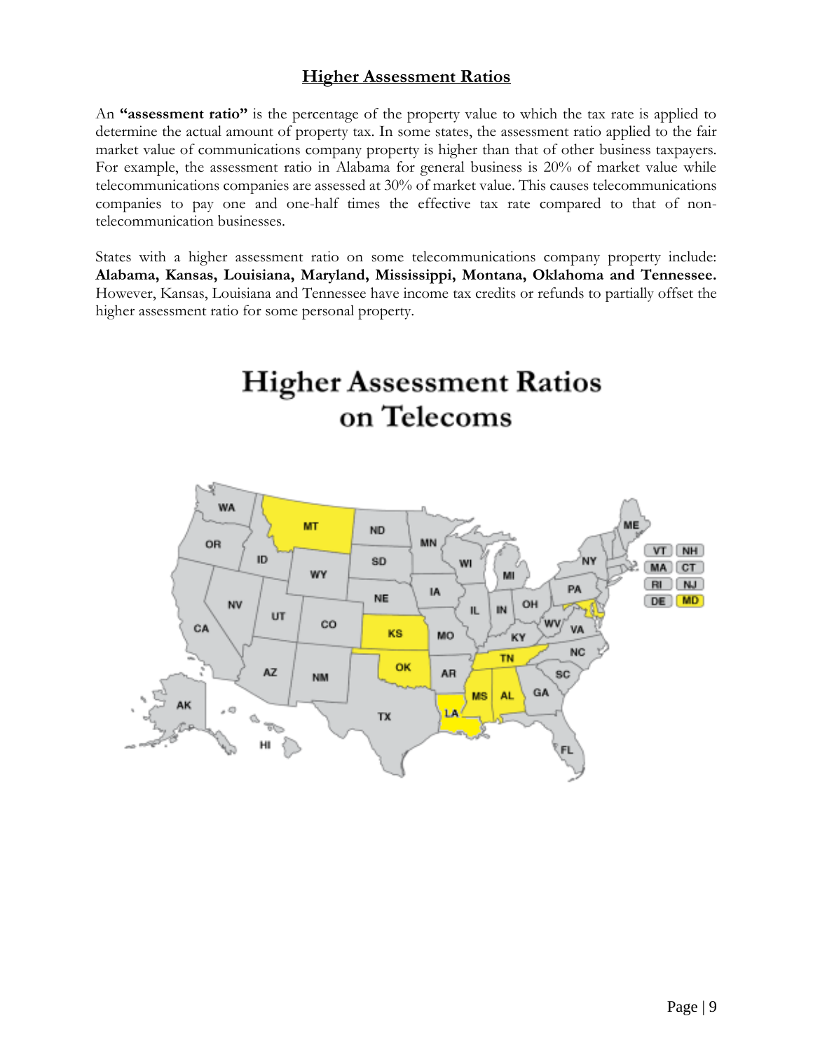## Higher Assessment Ratios

An **"assessment ratio"** is the percentage of the property value to which the tax rate is applied to determine the actual amount of property tax. In some states, the assessment ratio applied to the fair market value of communications company property is higher than that of other business taxpayers. For example, the assessment ratio in Alabama for general business is 20% of market value while telecommunications companies are assessed at 30% of market value. This causes telecommunications companies to pay one and one-half times the effective tax rate compared to that of non-telecommunication businesses.

States with a higher assessment ratio on some telecommunications company property include: **Alabama, Kansas, Louisiana, Maryland, Mississippi, Montana, Oklahoma and Tennessee.** However, Kansas, Louisiana and Tennessee have income tax credits or refunds to partially offset the higher assessment ratio for some personal property.

### Higher Assessment Ratios on Telecoms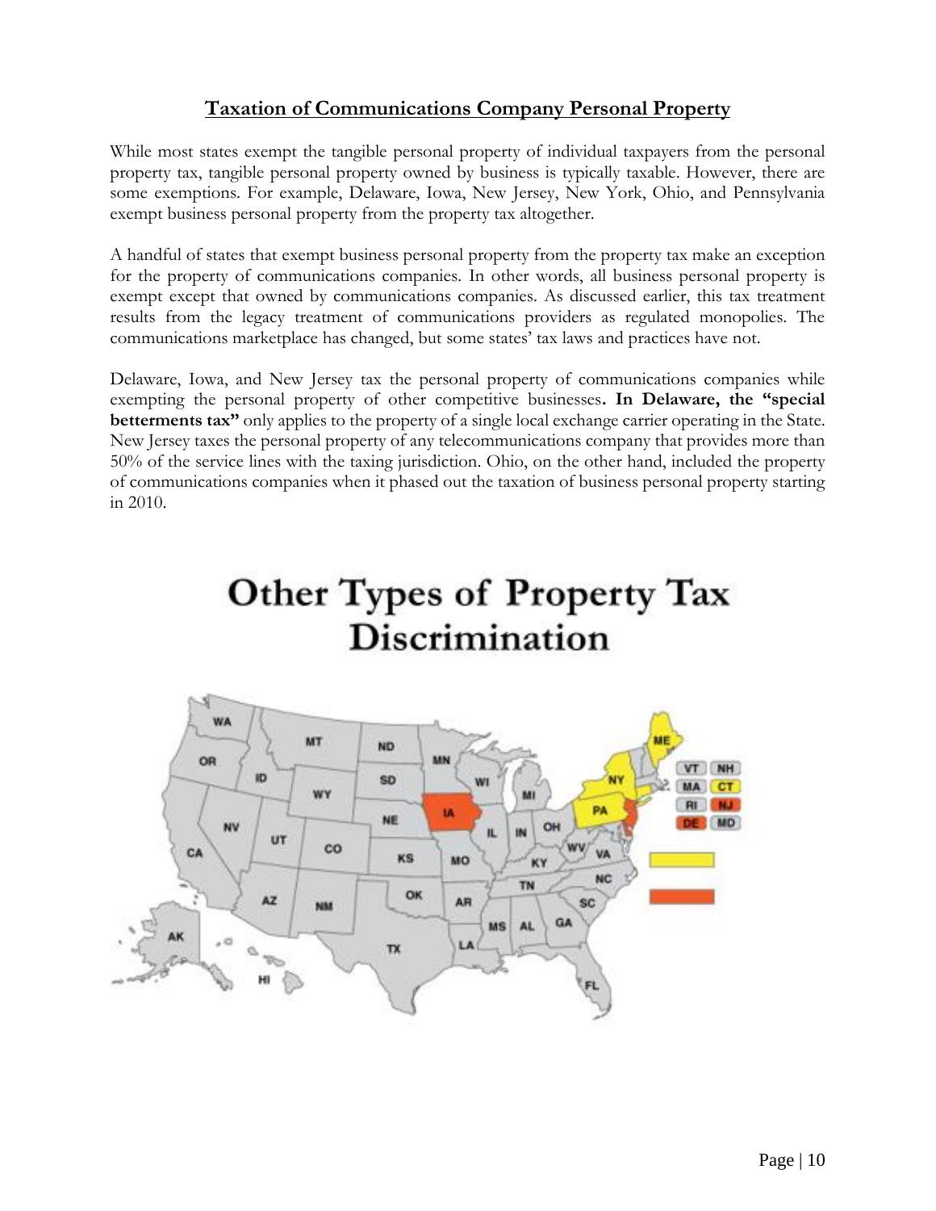## Taxation of Communications Company Personal Property

While most states exempt the tangible personal property of individual taxpayers from the personal property tax, tangible personal property owned by business is typically taxable. However, there are some exemptions. For example, Delaware, Iowa, New Jersey, New York, Ohio, and Pennsylvania exempt business personal property from the property tax altogether.

A handful of states that exempt business personal property from the property tax make an exception for the property of communications companies. In other words, all business personal property is exempt except that owned by communications companies. As discussed earlier, this tax treatment results from the legacy treatment of communications providers as regulated monopolies. The communications marketplace has changed, but some states' tax laws and practices have not.

Delaware, Iowa, and New Jersey tax the personal property of communications companies while exempting the personal property of other competitive businesses**. In Delaware, the "special betterments tax"** only applies to the property of a single local exchange carrier operating in the State. New Jersey taxes the personal property of any telecommunications company that provides more than 50% of the service lines with the taxing jurisdiction. Ohio, on the other hand, included the property of communications companies when it phased out the taxation of business personal property starting in 2010.

## Other Types of Property Tax Discrimination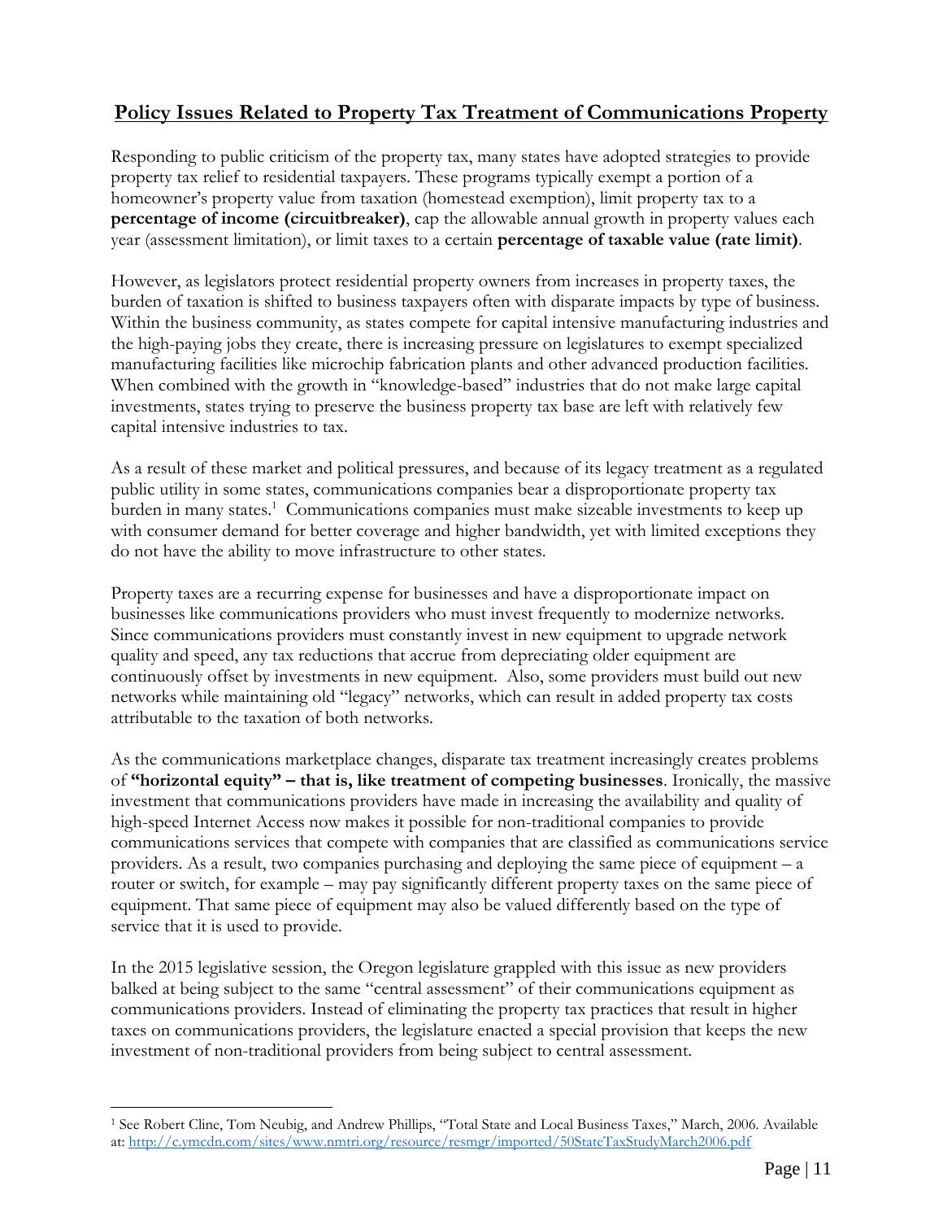## **Policy Issues Related to Property Tax Treatment of Communications Property**

Responding to public criticism of the property tax, many states have adopted strategies to provide property tax relief to residential taxpayers. These programs typically exempt a portion of a homeowner's property value from taxation (homestead exemption), limit property tax to a **percentage of income (circuitbreaker)**, cap the allowable annual growth in property values each year (assessment limitation), or limit taxes to a certain **percentage of taxable value (rate limit)**.

However, as legislators protect residential property owners from increases in property taxes, the burden of taxation is shifted to business taxpayers often with disparate impacts by type of business. Within the business community, as states compete for capital intensive manufacturing industries and the high-paying jobs they create, there is increasing pressure on legislatures to exempt specialized manufacturing facilities like microchip fabrication plants and other advanced production facilities. When combined with the growth in "knowledge-based" industries that do not make large capital investments, states trying to preserve the business property tax base are left with relatively few capital intensive industries to tax.

As a result of these market and political pressures, and because of its legacy treatment as a regulated public utility in some states, communications companies bear a disproportionate property tax burden in many states.[1] Communications companies must make sizeable investments to keep up with consumer demand for better coverage and higher bandwidth, yet with limited exceptions they do not have the ability to move infrastructure to other states.

Property taxes are a recurring expense for businesses and have a disproportionate impact on businesses like communications providers who must invest frequently to modernize networks. Since communications providers must constantly invest in new equipment to upgrade network quality and speed, any tax reductions that accrue from depreciating older equipment are continuously offset by investments in new equipment. Also, some providers must build out new networks while maintaining old "legacy" networks, which can result in added property tax costs attributable to the taxation of both networks.

As the communications marketplace changes, disparate tax treatment increasingly creates problems of **"horizontal equity" – that is, like treatment of competing businesses**. Ironically, the massive investment that communications providers have made in increasing the availability and quality of high-speed Internet Access now makes it possible for non-traditional companies to provide communications services that compete with companies that are classified as communications service providers. As a result, two companies purchasing and deploying the same piece of equipment – a router or switch, for example – may pay significantly different property taxes on the same piece of equipment. That same piece of equipment may also be valued differently based on the type of service that it is used to provide.

In the 2015 legislative session, the Oregon legislature grappled with this issue as new providers balked at being subject to the same "central assessment" of their communications equipment as communications providers. Instead of eliminating the property tax practices that result in higher taxes on communications providers, the legislature enacted a special provision that keeps the new investment of non-traditional providers from being subject to central assessment.

---

[1] See Robert Cline, Tom Neubig, and Andrew Phillips, "Total State and Local Business Taxes," March, 2006. Available at: http://c.ymcdn.com/sites/www.nmtri.org/resource/resmgr/imported/50StateTaxStudyMarch2006.pdf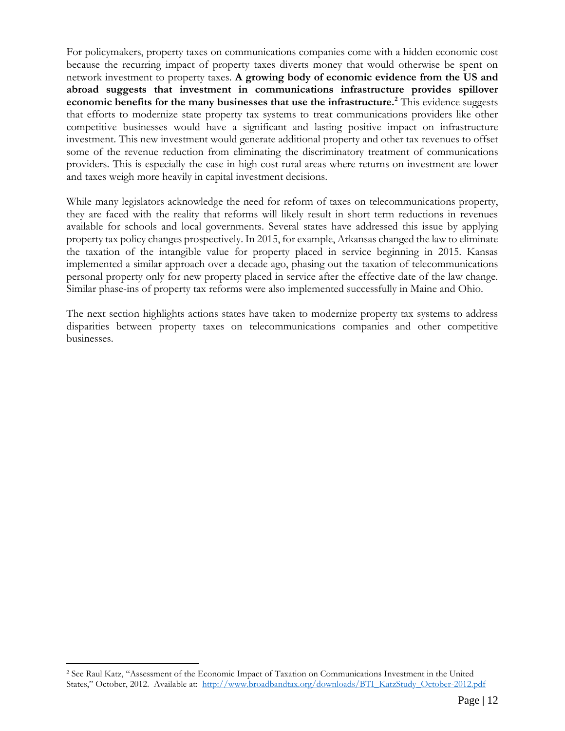For policymakers, property taxes on communications companies come with a hidden economic cost because the recurring impact of property taxes diverts money that would otherwise be spent on network investment to property taxes. **A growing body of economic evidence from the US and abroad suggests that investment in communications infrastructure provides spillover economic benefits for the many businesses that use the infrastructure.**[2] This evidence suggests that efforts to modernize state property tax systems to treat communications providers like other competitive businesses would have a significant and lasting positive impact on infrastructure investment. This new investment would generate additional property and other tax revenues to offset some of the revenue reduction from eliminating the discriminatory treatment of communications providers. This is especially the case in high cost rural areas where returns on investment are lower and taxes weigh more heavily in capital investment decisions.

While many legislators acknowledge the need for reform of taxes on telecommunications property, they are faced with the reality that reforms will likely result in short term reductions in revenues available for schools and local governments. Several states have addressed this issue by applying property tax policy changes prospectively. In 2015, for example, Arkansas changed the law to eliminate the taxation of the intangible value for property placed in service beginning in 2015. Kansas implemented a similar approach over a decade ago, phasing out the taxation of telecommunications personal property only for new property placed in service after the effective date of the law change. Similar phase-ins of property tax reforms were also implemented successfully in Maine and Ohio.

The next section highlights actions states have taken to modernize property tax systems to address disparities between property taxes on telecommunications companies and other competitive businesses.

---

[2] See Raul Katz, "Assessment of the Economic Impact of Taxation on Communications Investment in the United States," October, 2012. Available at: http://www.broadbandtax.org/downloads/BTI_KatzStudy_October-2012.pdf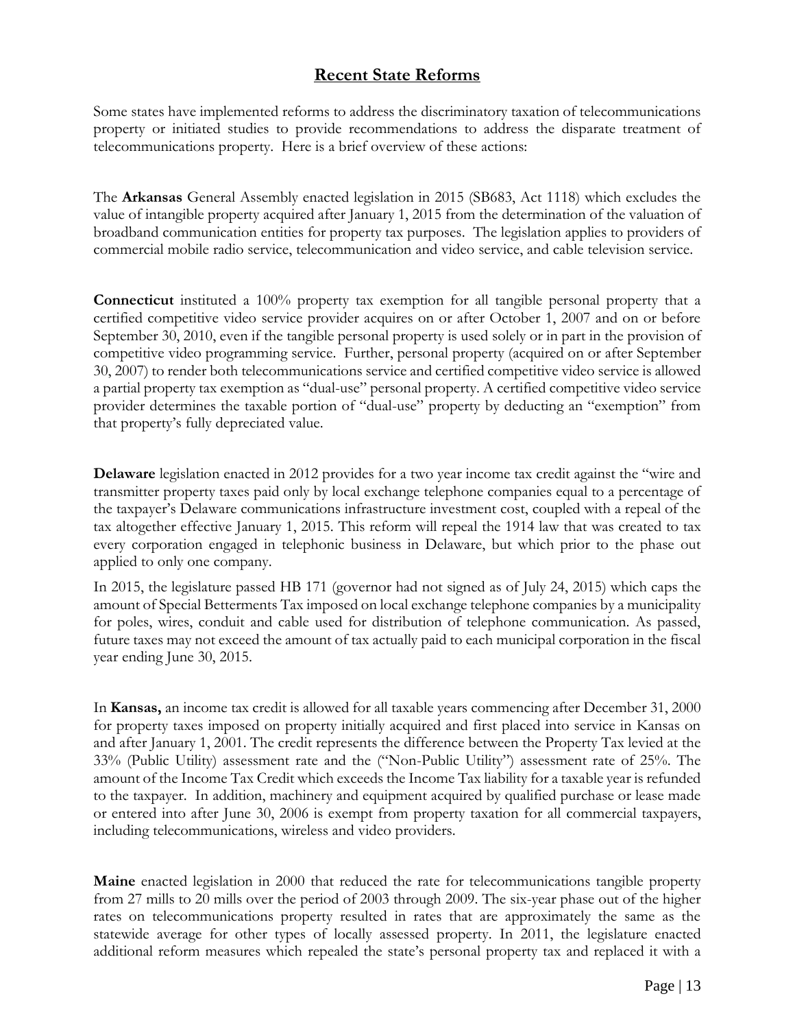## Recent State Reforms

Some states have implemented reforms to address the discriminatory taxation of telecommunications property or initiated studies to provide recommendations to address the disparate treatment of telecommunications property. Here is a brief overview of these actions:

The **Arkansas** General Assembly enacted legislation in 2015 (SB683, Act 1118) which excludes the value of intangible property acquired after January 1, 2015 from the determination of the valuation of broadband communication entities for property tax purposes. The legislation applies to providers of commercial mobile radio service, telecommunication and video service, and cable television service.

**Connecticut** instituted a 100% property tax exemption for all tangible personal property that a certified competitive video service provider acquires on or after October 1, 2007 and on or before September 30, 2010, even if the tangible personal property is used solely or in part in the provision of competitive video programming service. Further, personal property (acquired on or after September 30, 2007) to render both telecommunications service and certified competitive video service is allowed a partial property tax exemption as "dual-use" personal property. A certified competitive video service provider determines the taxable portion of "dual-use" property by deducting an "exemption" from that property's fully depreciated value.

**Delaware** legislation enacted in 2012 provides for a two year income tax credit against the "wire and transmitter property taxes paid only by local exchange telephone companies equal to a percentage of the taxpayer's Delaware communications infrastructure investment cost, coupled with a repeal of the tax altogether effective January 1, 2015. This reform will repeal the 1914 law that was created to tax every corporation engaged in telephonic business in Delaware, but which prior to the phase out applied to only one company.

In 2015, the legislature passed HB 171 (governor had not signed as of July 24, 2015) which caps the amount of Special Betterments Tax imposed on local exchange telephone companies by a municipality for poles, wires, conduit and cable used for distribution of telephone communication. As passed, future taxes may not exceed the amount of tax actually paid to each municipal corporation in the fiscal year ending June 30, 2015.

In **Kansas,** an income tax credit is allowed for all taxable years commencing after December 31, 2000 for property taxes imposed on property initially acquired and first placed into service in Kansas on and after January 1, 2001. The credit represents the difference between the Property Tax levied at the 33% (Public Utility) assessment rate and the ("Non-Public Utility") assessment rate of 25%. The amount of the Income Tax Credit which exceeds the Income Tax liability for a taxable year is refunded to the taxpayer. In addition, machinery and equipment acquired by qualified purchase or lease made or entered into after June 30, 2006 is exempt from property taxation for all commercial taxpayers, including telecommunications, wireless and video providers.

**Maine** enacted legislation in 2000 that reduced the rate for telecommunications tangible property from 27 mills to 20 mills over the period of 2003 through 2009. The six-year phase out of the higher rates on telecommunications property resulted in rates that are approximately the same as the statewide average for other types of locally assessed property. In 2011, the legislature enacted additional reform measures which repealed the state's personal property tax and replaced it with a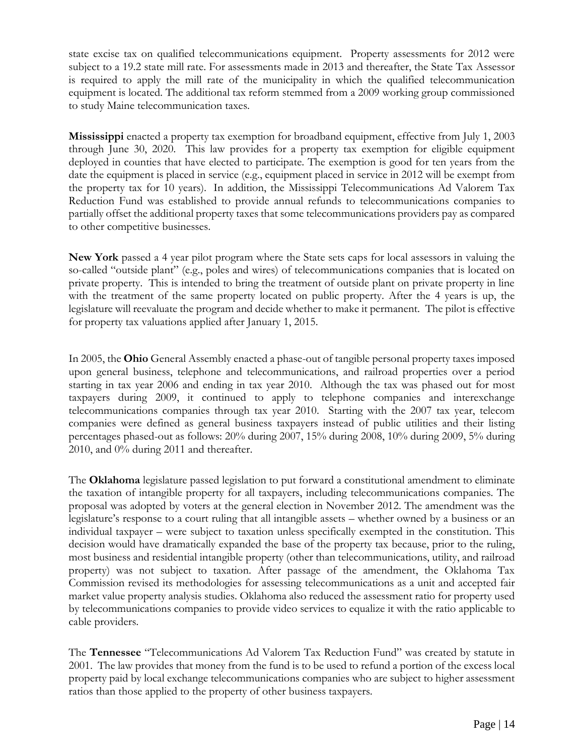state excise tax on qualified telecommunications equipment. Property assessments for 2012 were subject to a 19.2 state mill rate. For assessments made in 2013 and thereafter, the State Tax Assessor is required to apply the mill rate of the municipality in which the qualified telecommunication equipment is located. The additional tax reform stemmed from a 2009 working group commissioned to study Maine telecommunication taxes.

**Mississippi** enacted a property tax exemption for broadband equipment, effective from July 1, 2003 through June 30, 2020. This law provides for a property tax exemption for eligible equipment deployed in counties that have elected to participate. The exemption is good for ten years from the date the equipment is placed in service (e.g., equipment placed in service in 2012 will be exempt from the property tax for 10 years). In addition, the Mississippi Telecommunications Ad Valorem Tax Reduction Fund was established to provide annual refunds to telecommunications companies to partially offset the additional property taxes that some telecommunications providers pay as compared to other competitive businesses.

**New York** passed a 4 year pilot program where the State sets caps for local assessors in valuing the so-called "outside plant" (e.g., poles and wires) of telecommunications companies that is located on private property. This is intended to bring the treatment of outside plant on private property in line with the treatment of the same property located on public property. After the 4 years is up, the legislature will reevaluate the program and decide whether to make it permanent. The pilot is effective for property tax valuations applied after January 1, 2015.

In 2005, the **Ohio** General Assembly enacted a phase-out of tangible personal property taxes imposed upon general business, telephone and telecommunications, and railroad properties over a period starting in tax year 2006 and ending in tax year 2010. Although the tax was phased out for most taxpayers during 2009, it continued to apply to telephone companies and interexchange telecommunications companies through tax year 2010. Starting with the 2007 tax year, telecom companies were defined as general business taxpayers instead of public utilities and their listing percentages phased-out as follows: 20% during 2007, 15% during 2008, 10% during 2009, 5% during 2010, and 0% during 2011 and thereafter.

The **Oklahoma** legislature passed legislation to put forward a constitutional amendment to eliminate the taxation of intangible property for all taxpayers, including telecommunications companies. The proposal was adopted by voters at the general election in November 2012. The amendment was the legislature's response to a court ruling that all intangible assets – whether owned by a business or an individual taxpayer – were subject to taxation unless specifically exempted in the constitution. This decision would have dramatically expanded the base of the property tax because, prior to the ruling, most business and residential intangible property (other than telecommunications, utility, and railroad property) was not subject to taxation. After passage of the amendment, the Oklahoma Tax Commission revised its methodologies for assessing telecommunications as a unit and accepted fair market value property analysis studies. Oklahoma also reduced the assessment ratio for property used by telecommunications companies to provide video services to equalize it with the ratio applicable to cable providers.

The **Tennessee** "Telecommunications Ad Valorem Tax Reduction Fund" was created by statute in 2001. The law provides that money from the fund is to be used to refund a portion of the excess local property paid by local exchange telecommunications companies who are subject to higher assessment ratios than those applied to the property of other business taxpayers.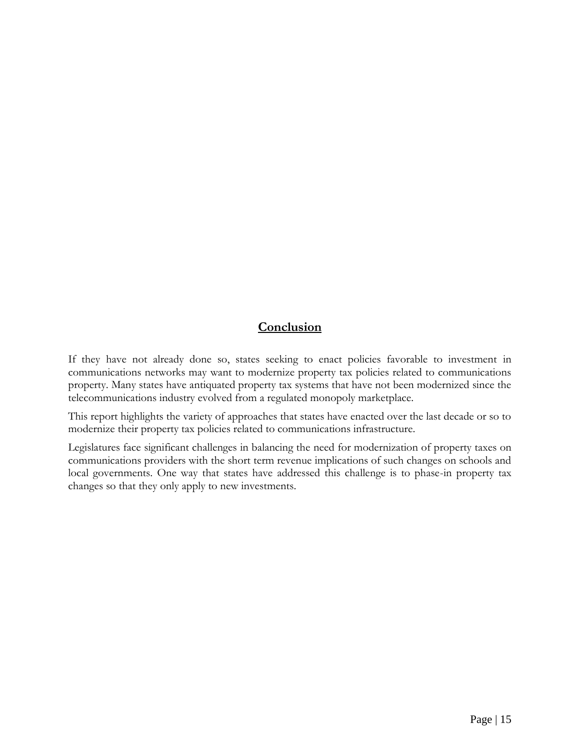## Conclusion

If they have not already done so, states seeking to enact policies favorable to investment in communications networks may want to modernize property tax policies related to communications property. Many states have antiquated property tax systems that have not been modernized since the telecommunications industry evolved from a regulated monopoly marketplace.

This report highlights the variety of approaches that states have enacted over the last decade or so to modernize their property tax policies related to communications infrastructure.

Legislatures face significant challenges in balancing the need for modernization of property taxes on communications providers with the short term revenue implications of such changes on schools and local governments. One way that states have addressed this challenge is to phase-in property tax changes so that they only apply to new investments.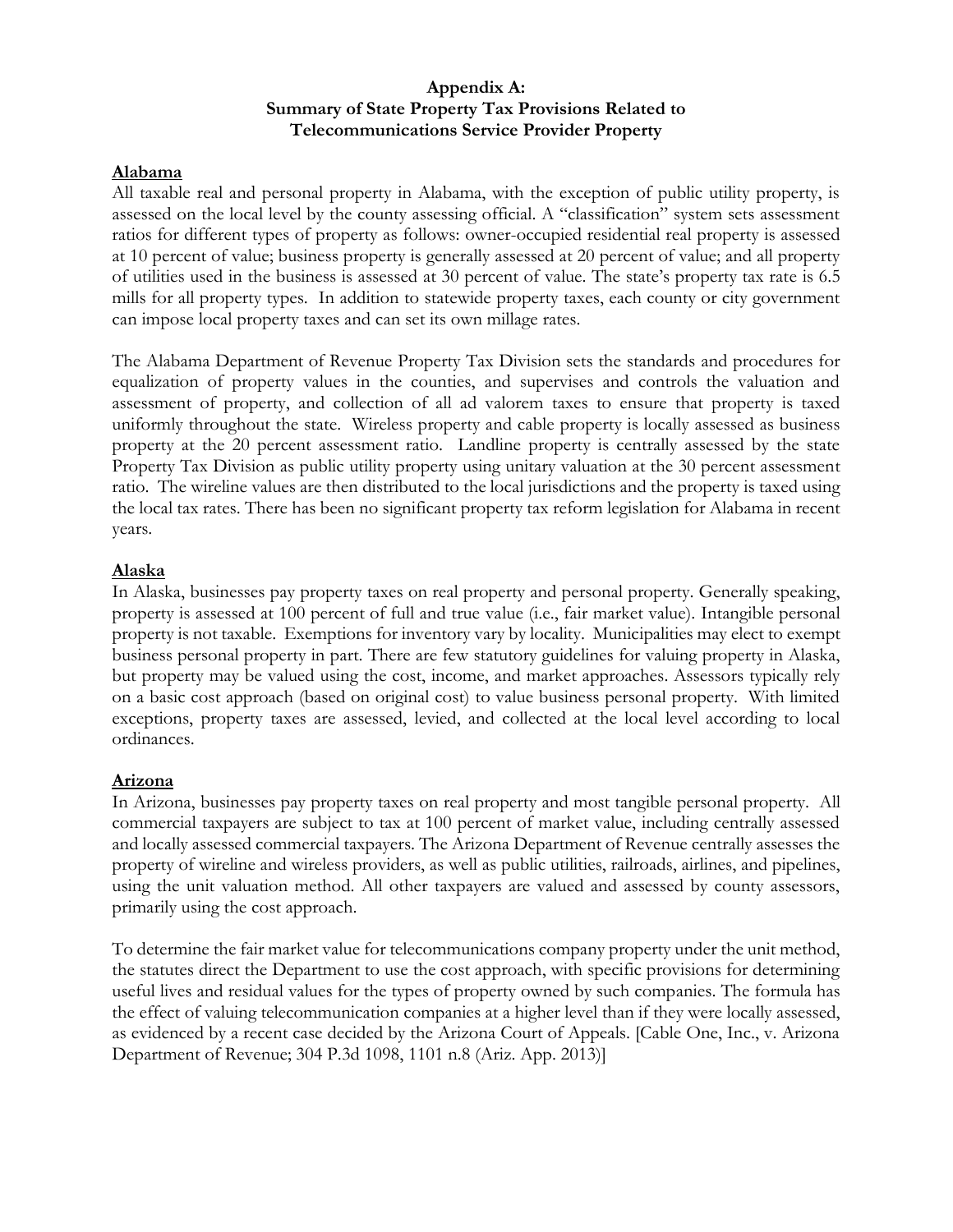# Appendix A: Summary of State Property Tax Provisions Related to Telecommunications Service Provider Property

## Alabama

All taxable real and personal property in Alabama, with the exception of public utility property, is assessed on the local level by the county assessing official. A "classification" system sets assessment ratios for different types of property as follows: owner-occupied residential real property is assessed at 10 percent of value; business property is generally assessed at 20 percent of value; and all property of utilities used in the business is assessed at 30 percent of value. The state's property tax rate is 6.5 mills for all property types. In addition to statewide property taxes, each county or city government can impose local property taxes and can set its own millage rates.

The Alabama Department of Revenue Property Tax Division sets the standards and procedures for equalization of property values in the counties, and supervises and controls the valuation and assessment of property, and collection of all ad valorem taxes to ensure that property is taxed uniformly throughout the state. Wireless property and cable property is locally assessed as business property at the 20 percent assessment ratio. Landline property is centrally assessed by the state Property Tax Division as public utility property using unitary valuation at the 30 percent assessment ratio. The wireline values are then distributed to the local jurisdictions and the property is taxed using the local tax rates. There has been no significant property tax reform legislation for Alabama in recent years.

## Alaska

In Alaska, businesses pay property taxes on real property and personal property. Generally speaking, property is assessed at 100 percent of full and true value (i.e., fair market value). Intangible personal property is not taxable. Exemptions for inventory vary by locality. Municipalities may elect to exempt business personal property in part. There are few statutory guidelines for valuing property in Alaska, but property may be valued using the cost, income, and market approaches. Assessors typically rely on a basic cost approach (based on original cost) to value business personal property. With limited exceptions, property taxes are assessed, levied, and collected at the local level according to local ordinances.

## Arizona

In Arizona, businesses pay property taxes on real property and most tangible personal property. All commercial taxpayers are subject to tax at 100 percent of market value, including centrally assessed and locally assessed commercial taxpayers. The Arizona Department of Revenue centrally assesses the property of wireline and wireless providers, as well as public utilities, railroads, airlines, and pipelines, using the unit valuation method. All other taxpayers are valued and assessed by county assessors, primarily using the cost approach.

To determine the fair market value for telecommunications company property under the unit method, the statutes direct the Department to use the cost approach, with specific provisions for determining useful lives and residual values for the types of property owned by such companies. The formula has the effect of valuing telecommunication companies at a higher level than if they were locally assessed, as evidenced by a recent case decided by the Arizona Court of Appeals. [Cable One, Inc., v. Arizona Department of Revenue; 304 P.3d 1098, 1101 n.8 (Ariz. App. 2013)]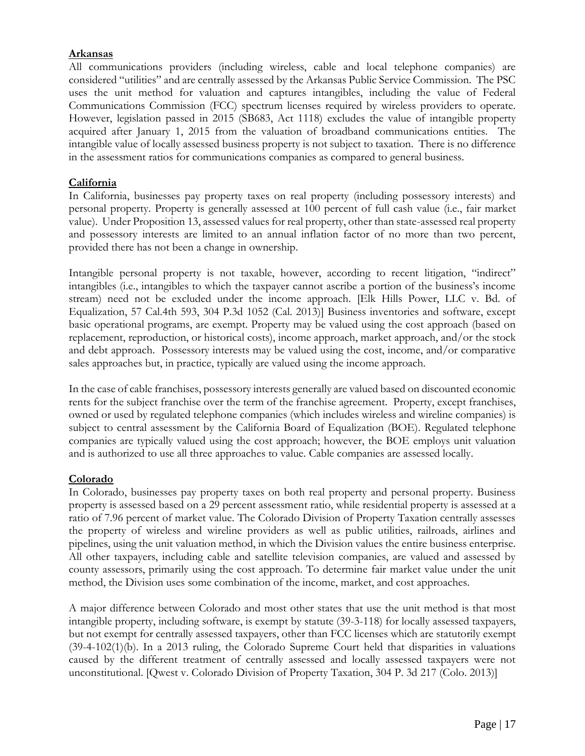**Arkansas**

All communications providers (including wireless, cable and local telephone companies) are considered "utilities" and are centrally assessed by the Arkansas Public Service Commission. The PSC uses the unit method for valuation and captures intangibles, including the value of Federal Communications Commission (FCC) spectrum licenses required by wireless providers to operate. However, legislation passed in 2015 (SB683, Act 1118) excludes the value of intangible property acquired after January 1, 2015 from the valuation of broadband communications entities. The intangible value of locally assessed business property is not subject to taxation. There is no difference in the assessment ratios for communications companies as compared to general business.

**California**

In California, businesses pay property taxes on real property (including possessory interests) and personal property. Property is generally assessed at 100 percent of full cash value (i.e., fair market value). Under Proposition 13, assessed values for real property, other than state-assessed real property and possessory interests are limited to an annual inflation factor of no more than two percent, provided there has not been a change in ownership.

Intangible personal property is not taxable, however, according to recent litigation, "indirect" intangibles (i.e., intangibles to which the taxpayer cannot ascribe a portion of the business's income stream) need not be excluded under the income approach. [Elk Hills Power, LLC v. Bd. of Equalization, 57 Cal.4th 593, 304 P.3d 1052 (Cal. 2013)] Business inventories and software, except basic operational programs, are exempt. Property may be valued using the cost approach (based on replacement, reproduction, or historical costs), income approach, market approach, and/or the stock and debt approach. Possessory interests may be valued using the cost, income, and/or comparative sales approaches but, in practice, typically are valued using the income approach.

In the case of cable franchises, possessory interests generally are valued based on discounted economic rents for the subject franchise over the term of the franchise agreement. Property, except franchises, owned or used by regulated telephone companies (which includes wireless and wireline companies) is subject to central assessment by the California Board of Equalization (BOE). Regulated telephone companies are typically valued using the cost approach; however, the BOE employs unit valuation and is authorized to use all three approaches to value. Cable companies are assessed locally.

**Colorado**

In Colorado, businesses pay property taxes on both real property and personal property. Business property is assessed based on a 29 percent assessment ratio, while residential property is assessed at a ratio of 7.96 percent of market value. The Colorado Division of Property Taxation centrally assesses the property of wireless and wireline providers as well as public utilities, railroads, airlines and pipelines, using the unit valuation method, in which the Division values the entire business enterprise. All other taxpayers, including cable and satellite television companies, are valued and assessed by county assessors, primarily using the cost approach. To determine fair market value under the unit method, the Division uses some combination of the income, market, and cost approaches.

A major difference between Colorado and most other states that use the unit method is that most intangible property, including software, is exempt by statute (39-3-118) for locally assessed taxpayers, but not exempt for centrally assessed taxpayers, other than FCC licenses which are statutorily exempt (39-4-102(1)(b). In a 2013 ruling, the Colorado Supreme Court held that disparities in valuations caused by the different treatment of centrally assessed and locally assessed taxpayers were not unconstitutional. [Qwest v. Colorado Division of Property Taxation, 304 P. 3d 217 (Colo. 2013)]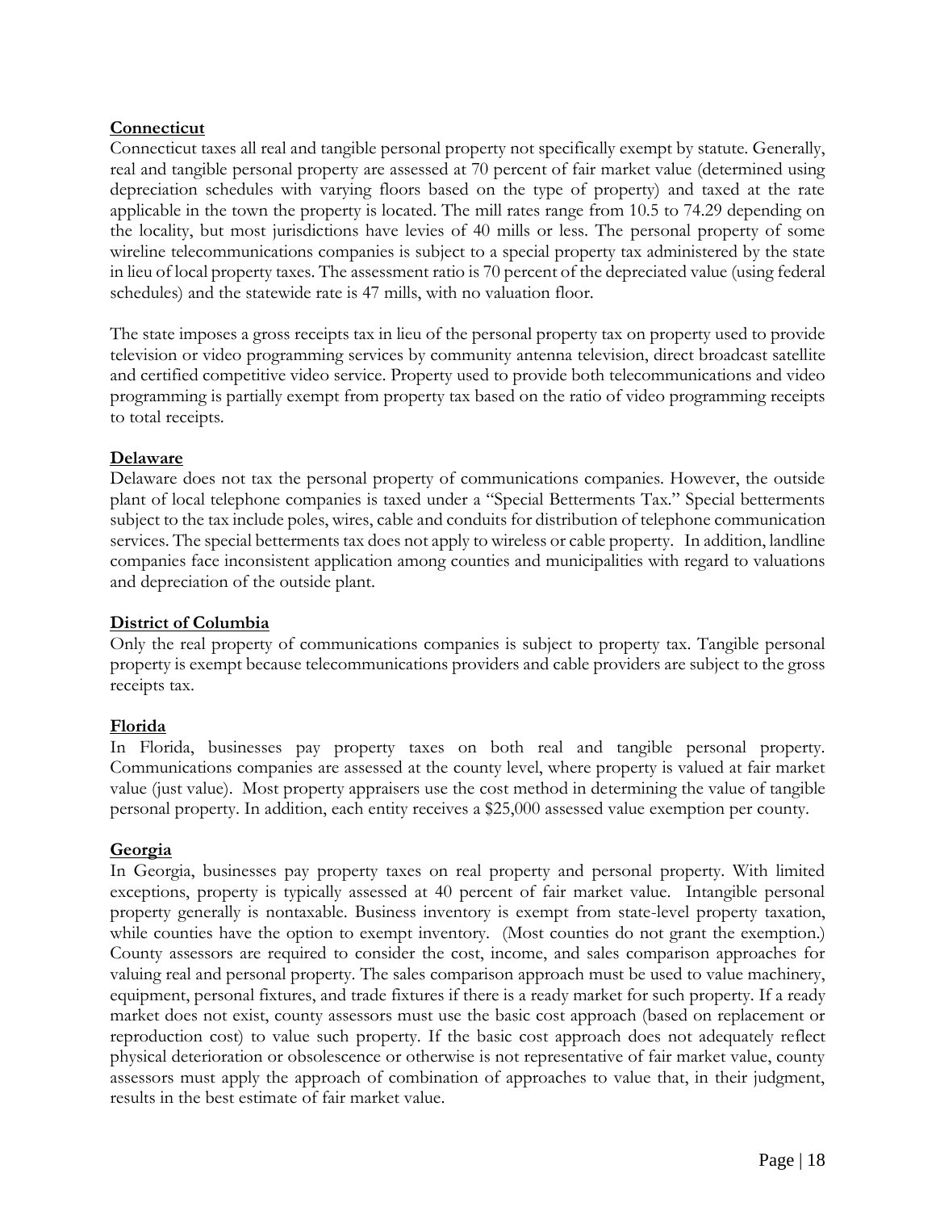**Connecticut**

Connecticut taxes all real and tangible personal property not specifically exempt by statute. Generally, real and tangible personal property are assessed at 70 percent of fair market value (determined using depreciation schedules with varying floors based on the type of property) and taxed at the rate applicable in the town the property is located. The mill rates range from 10.5 to 74.29 depending on the locality, but most jurisdictions have levies of 40 mills or less. The personal property of some wireline telecommunications companies is subject to a special property tax administered by the state in lieu of local property taxes. The assessment ratio is 70 percent of the depreciated value (using federal schedules) and the statewide rate is 47 mills, with no valuation floor.

The state imposes a gross receipts tax in lieu of the personal property tax on property used to provide television or video programming services by community antenna television, direct broadcast satellite and certified competitive video service. Property used to provide both telecommunications and video programming is partially exempt from property tax based on the ratio of video programming receipts to total receipts.

**Delaware**

Delaware does not tax the personal property of communications companies. However, the outside plant of local telephone companies is taxed under a "Special Betterments Tax." Special betterments subject to the tax include poles, wires, cable and conduits for distribution of telephone communication services. The special betterments tax does not apply to wireless or cable property. In addition, landline companies face inconsistent application among counties and municipalities with regard to valuations and depreciation of the outside plant.

**District of Columbia**

Only the real property of communications companies is subject to property tax. Tangible personal property is exempt because telecommunications providers and cable providers are subject to the gross receipts tax.

**Florida**

In Florida, businesses pay property taxes on both real and tangible personal property. Communications companies are assessed at the county level, where property is valued at fair market value (just value). Most property appraisers use the cost method in determining the value of tangible personal property. In addition, each entity receives a $25,000 assessed value exemption per county.

**Georgia**

In Georgia, businesses pay property taxes on real property and personal property. With limited exceptions, property is typically assessed at 40 percent of fair market value. Intangible personal property generally is nontaxable. Business inventory is exempt from state-level property taxation, while counties have the option to exempt inventory. (Most counties do not grant the exemption.) County assessors are required to consider the cost, income, and sales comparison approaches for valuing real and personal property. The sales comparison approach must be used to value machinery, equipment, personal fixtures, and trade fixtures if there is a ready market for such property. If a ready market does not exist, county assessors must use the basic cost approach (based on replacement or reproduction cost) to value such property. If the basic cost approach does not adequately reflect physical deterioration or obsolescence or otherwise is not representative of fair market value, county assessors must apply the approach of combination of approaches to value that, in their judgment, results in the best estimate of fair market value.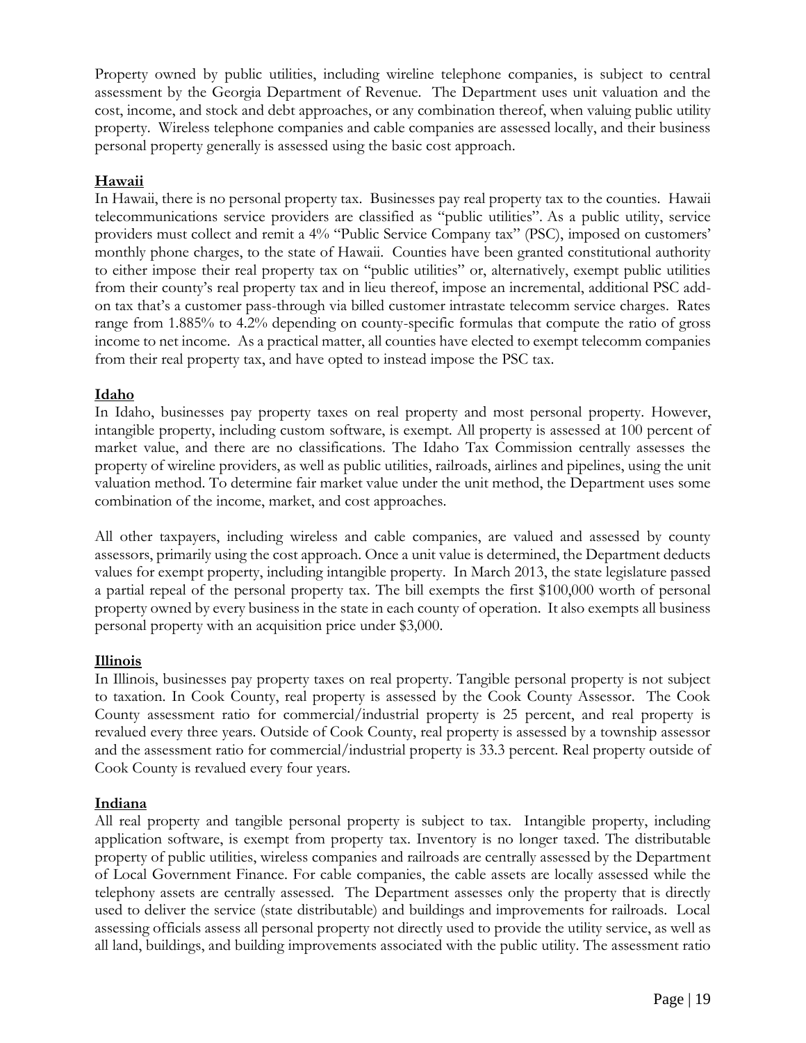Property owned by public utilities, including wireline telephone companies, is subject to central assessment by the Georgia Department of Revenue. The Department uses unit valuation and the cost, income, and stock and debt approaches, or any combination thereof, when valuing public utility property. Wireless telephone companies and cable companies are assessed locally, and their business personal property generally is assessed using the basic cost approach.

## Hawaii

In Hawaii, there is no personal property tax. Businesses pay real property tax to the counties. Hawaii telecommunications service providers are classified as "public utilities". As a public utility, service providers must collect and remit a 4% "Public Service Company tax" (PSC), imposed on customers' monthly phone charges, to the state of Hawaii. Counties have been granted constitutional authority to either impose their real property tax on "public utilities" or, alternatively, exempt public utilities from their county's real property tax and in lieu thereof, impose an incremental, additional PSC add-on tax that's a customer pass-through via billed customer intrastate telecomm service charges. Rates range from 1.885% to 4.2% depending on county-specific formulas that compute the ratio of gross income to net income. As a practical matter, all counties have elected to exempt telecomm companies from their real property tax, and have opted to instead impose the PSC tax.

## Idaho

In Idaho, businesses pay property taxes on real property and most personal property. However, intangible property, including custom software, is exempt. All property is assessed at 100 percent of market value, and there are no classifications. The Idaho Tax Commission centrally assesses the property of wireline providers, as well as public utilities, railroads, airlines and pipelines, using the unit valuation method. To determine fair market value under the unit method, the Department uses some combination of the income, market, and cost approaches.

All other taxpayers, including wireless and cable companies, are valued and assessed by county assessors, primarily using the cost approach. Once a unit value is determined, the Department deducts values for exempt property, including intangible property. In March 2013, the state legislature passed a partial repeal of the personal property tax. The bill exempts the first $100,000 worth of personal property owned by every business in the state in each county of operation. It also exempts all business personal property with an acquisition price under $3,000.

## Illinois

In Illinois, businesses pay property taxes on real property. Tangible personal property is not subject to taxation. In Cook County, real property is assessed by the Cook County Assessor. The Cook County assessment ratio for commercial/industrial property is 25 percent, and real property is revalued every three years. Outside of Cook County, real property is assessed by a township assessor and the assessment ratio for commercial/industrial property is 33.3 percent. Real property outside of Cook County is revalued every four years.

## Indiana

All real property and tangible personal property is subject to tax. Intangible property, including application software, is exempt from property tax. Inventory is no longer taxed. The distributable property of public utilities, wireless companies and railroads are centrally assessed by the Department of Local Government Finance. For cable companies, the cable assets are locally assessed while the telephony assets are centrally assessed. The Department assesses only the property that is directly used to deliver the service (state distributable) and buildings and improvements for railroads. Local assessing officials assess all personal property not directly used to provide the utility service, as well as all land, buildings, and building improvements associated with the public utility. The assessment ratio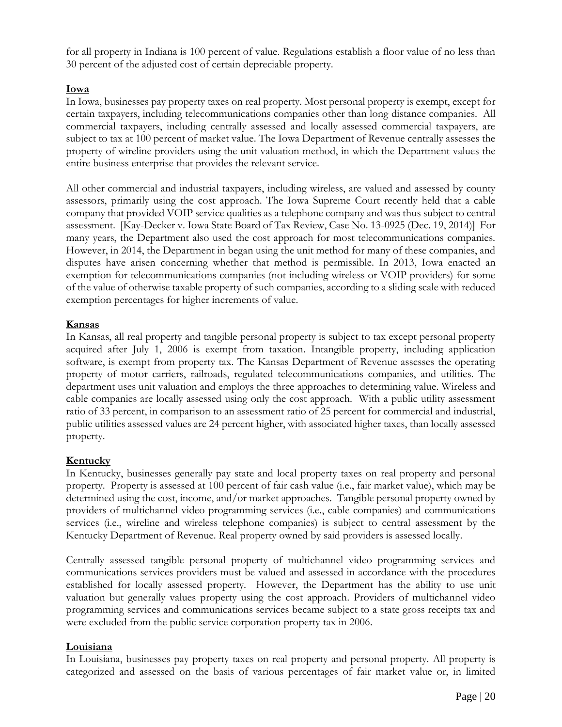for all property in Indiana is 100 percent of value. Regulations establish a floor value of no less than 30 percent of the adjusted cost of certain depreciable property.

**Iowa**

In Iowa, businesses pay property taxes on real property. Most personal property is exempt, except for certain taxpayers, including telecommunications companies other than long distance companies. All commercial taxpayers, including centrally assessed and locally assessed commercial taxpayers, are subject to tax at 100 percent of market value. The Iowa Department of Revenue centrally assesses the property of wireline providers using the unit valuation method, in which the Department values the entire business enterprise that provides the relevant service.

All other commercial and industrial taxpayers, including wireless, are valued and assessed by county assessors, primarily using the cost approach. The Iowa Supreme Court recently held that a cable company that provided VOIP service qualities as a telephone company and was thus subject to central assessment. [Kay-Decker v. Iowa State Board of Tax Review, Case No. 13-0925 (Dec. 19, 2014)] For many years, the Department also used the cost approach for most telecommunications companies. However, in 2014, the Department in began using the unit method for many of these companies, and disputes have arisen concerning whether that method is permissible. In 2013, Iowa enacted an exemption for telecommunications companies (not including wireless or VOIP providers) for some of the value of otherwise taxable property of such companies, according to a sliding scale with reduced exemption percentages for higher increments of value.

**Kansas**

In Kansas, all real property and tangible personal property is subject to tax except personal property acquired after July 1, 2006 is exempt from taxation. Intangible property, including application software, is exempt from property tax. The Kansas Department of Revenue assesses the operating property of motor carriers, railroads, regulated telecommunications companies, and utilities. The department uses unit valuation and employs the three approaches to determining value. Wireless and cable companies are locally assessed using only the cost approach. With a public utility assessment ratio of 33 percent, in comparison to an assessment ratio of 25 percent for commercial and industrial, public utilities assessed values are 24 percent higher, with associated higher taxes, than locally assessed property.

**Kentucky**

In Kentucky, businesses generally pay state and local property taxes on real property and personal property. Property is assessed at 100 percent of fair cash value (i.e., fair market value), which may be determined using the cost, income, and/or market approaches. Tangible personal property owned by providers of multichannel video programming services (i.e., cable companies) and communications services (i.e., wireline and wireless telephone companies) is subject to central assessment by the Kentucky Department of Revenue. Real property owned by said providers is assessed locally.

Centrally assessed tangible personal property of multichannel video programming services and communications services providers must be valued and assessed in accordance with the procedures established for locally assessed property. However, the Department has the ability to use unit valuation but generally values property using the cost approach. Providers of multichannel video programming services and communications services became subject to a state gross receipts tax and were excluded from the public service corporation property tax in 2006.

**Louisiana**

In Louisiana, businesses pay property taxes on real property and personal property. All property is categorized and assessed on the basis of various percentages of fair market value or, in limited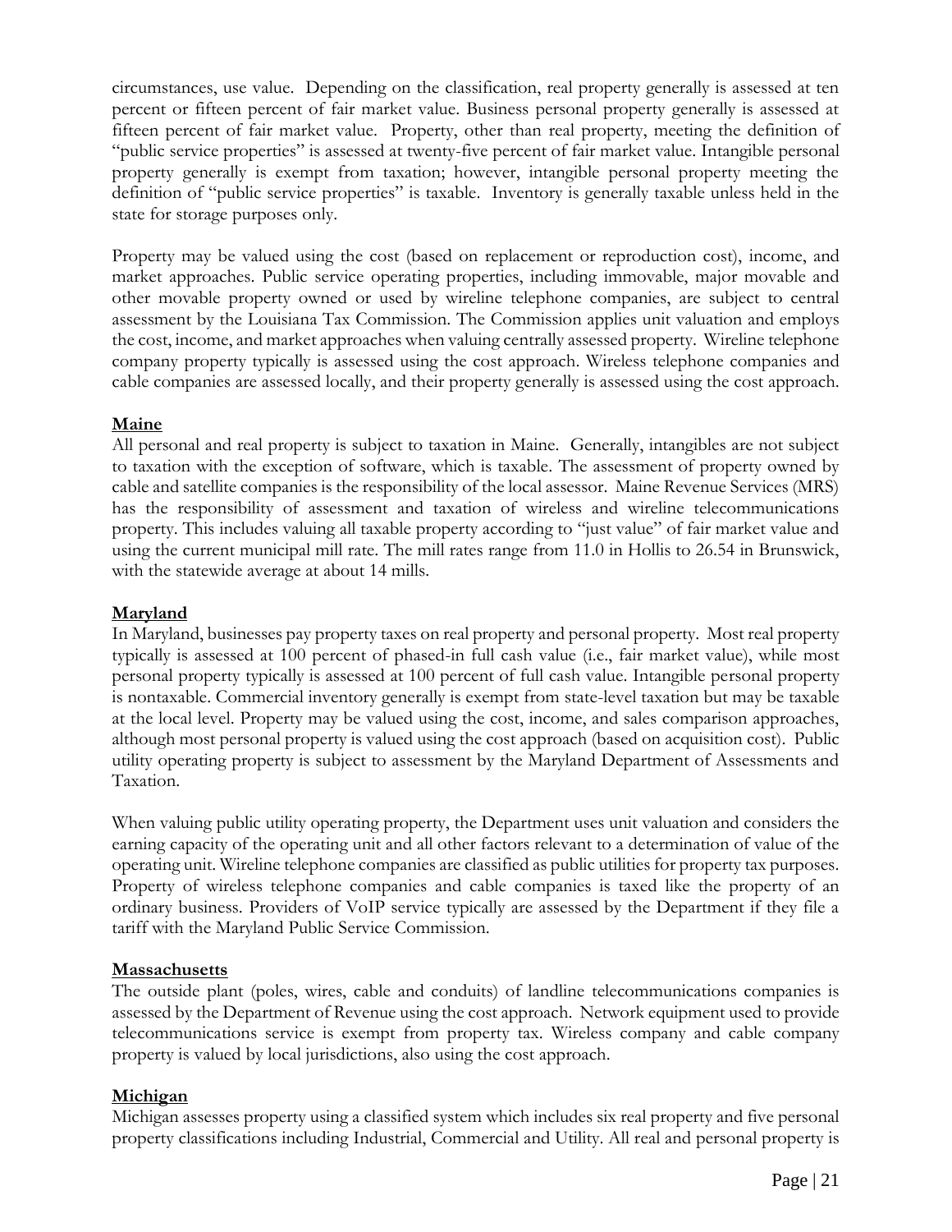circumstances, use value. Depending on the classification, real property generally is assessed at ten percent or fifteen percent of fair market value. Business personal property generally is assessed at fifteen percent of fair market value. Property, other than real property, meeting the definition of "public service properties" is assessed at twenty-five percent of fair market value. Intangible personal property generally is exempt from taxation; however, intangible personal property meeting the definition of "public service properties" is taxable. Inventory is generally taxable unless held in the state for storage purposes only.

Property may be valued using the cost (based on replacement or reproduction cost), income, and market approaches. Public service operating properties, including immovable, major movable and other movable property owned or used by wireline telephone companies, are subject to central assessment by the Louisiana Tax Commission. The Commission applies unit valuation and employs the cost, income, and market approaches when valuing centrally assessed property. Wireline telephone company property typically is assessed using the cost approach. Wireless telephone companies and cable companies are assessed locally, and their property generally is assessed using the cost approach.

**Maine**

All personal and real property is subject to taxation in Maine. Generally, intangibles are not subject to taxation with the exception of software, which is taxable. The assessment of property owned by cable and satellite companies is the responsibility of the local assessor. Maine Revenue Services (MRS) has the responsibility of assessment and taxation of wireless and wireline telecommunications property. This includes valuing all taxable property according to "just value" of fair market value and using the current municipal mill rate. The mill rates range from 11.0 in Hollis to 26.54 in Brunswick, with the statewide average at about 14 mills.

**Maryland**

In Maryland, businesses pay property taxes on real property and personal property. Most real property typically is assessed at 100 percent of phased-in full cash value (i.e., fair market value), while most personal property typically is assessed at 100 percent of full cash value. Intangible personal property is nontaxable. Commercial inventory generally is exempt from state-level taxation but may be taxable at the local level. Property may be valued using the cost, income, and sales comparison approaches, although most personal property is valued using the cost approach (based on acquisition cost). Public utility operating property is subject to assessment by the Maryland Department of Assessments and Taxation.

When valuing public utility operating property, the Department uses unit valuation and considers the earning capacity of the operating unit and all other factors relevant to a determination of value of the operating unit. Wireline telephone companies are classified as public utilities for property tax purposes. Property of wireless telephone companies and cable companies is taxed like the property of an ordinary business. Providers of VoIP service typically are assessed by the Department if they file a tariff with the Maryland Public Service Commission.

**Massachusetts**

The outside plant (poles, wires, cable and conduits) of landline telecommunications companies is assessed by the Department of Revenue using the cost approach. Network equipment used to provide telecommunications service is exempt from property tax. Wireless company and cable company property is valued by local jurisdictions, also using the cost approach.

**Michigan**

Michigan assesses property using a classified system which includes six real property and five personal property classifications including Industrial, Commercial and Utility. All real and personal property is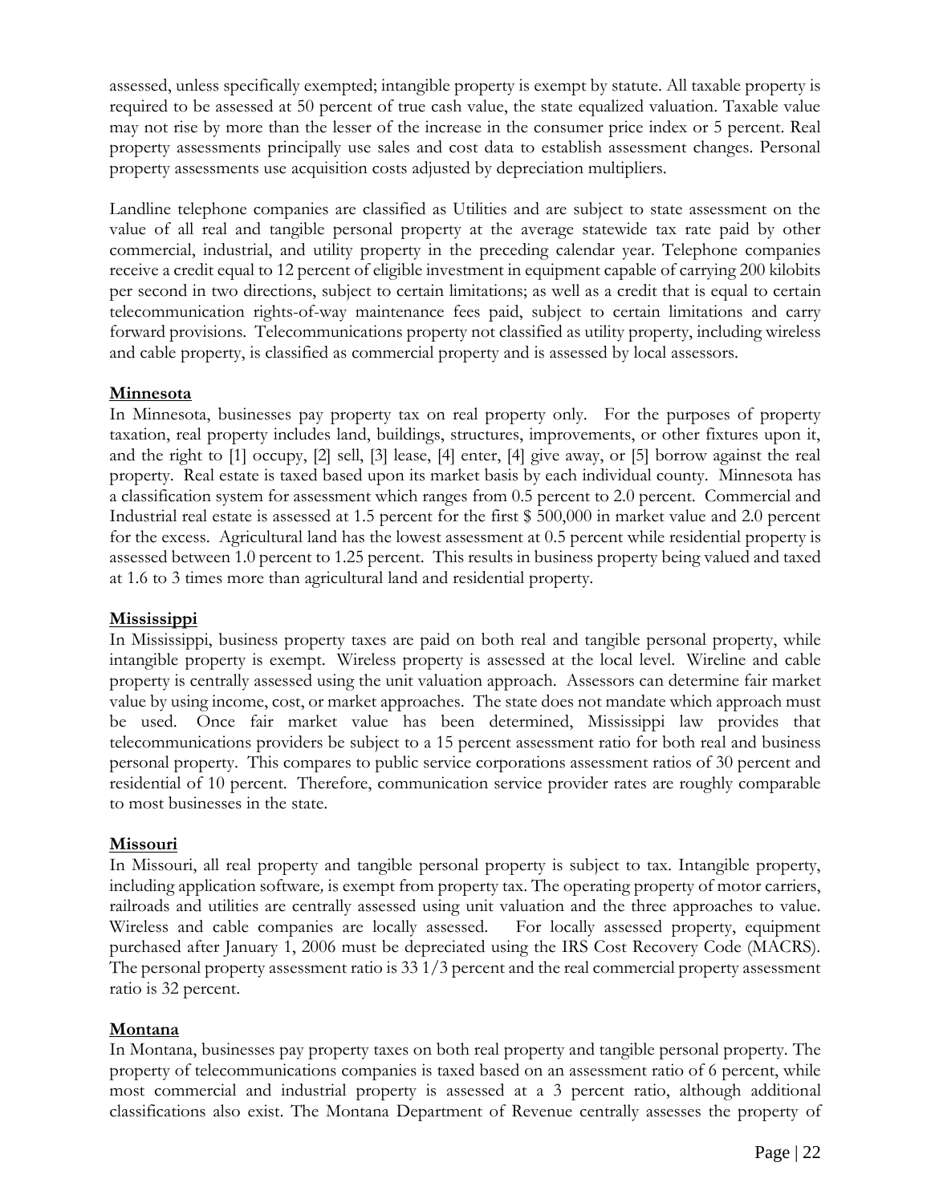assessed, unless specifically exempted; intangible property is exempt by statute. All taxable property is required to be assessed at 50 percent of true cash value, the state equalized valuation. Taxable value may not rise by more than the lesser of the increase in the consumer price index or 5 percent. Real property assessments principally use sales and cost data to establish assessment changes. Personal property assessments use acquisition costs adjusted by depreciation multipliers.

Landline telephone companies are classified as Utilities and are subject to state assessment on the value of all real and tangible personal property at the average statewide tax rate paid by other commercial, industrial, and utility property in the preceding calendar year. Telephone companies receive a credit equal to 12 percent of eligible investment in equipment capable of carrying 200 kilobits per second in two directions, subject to certain limitations; as well as a credit that is equal to certain telecommunication rights-of-way maintenance fees paid, subject to certain limitations and carry forward provisions. Telecommunications property not classified as utility property, including wireless and cable property, is classified as commercial property and is assessed by local assessors.

**Minnesota**

In Minnesota, businesses pay property tax on real property only. For the purposes of property taxation, real property includes land, buildings, structures, improvements, or other fixtures upon it, and the right to [1] occupy, [2] sell, [3] lease, [4] enter, [4] give away, or [5] borrow against the real property. Real estate is taxed based upon its market basis by each individual county. Minnesota has a classification system for assessment which ranges from 0.5 percent to 2.0 percent. Commercial and Industrial real estate is assessed at 1.5 percent for the first $ 500,000 in market value and 2.0 percent for the excess. Agricultural land has the lowest assessment at 0.5 percent while residential property is assessed between 1.0 percent to 1.25 percent. This results in business property being valued and taxed at 1.6 to 3 times more than agricultural land and residential property.

**Mississippi**

In Mississippi, business property taxes are paid on both real and tangible personal property, while intangible property is exempt. Wireless property is assessed at the local level. Wireline and cable property is centrally assessed using the unit valuation approach. Assessors can determine fair market value by using income, cost, or market approaches. The state does not mandate which approach must be used. Once fair market value has been determined, Mississippi law provides that telecommunications providers be subject to a 15 percent assessment ratio for both real and business personal property. This compares to public service corporations assessment ratios of 30 percent and residential of 10 percent. Therefore, communication service provider rates are roughly comparable to most businesses in the state.

**Missouri**

In Missouri, all real property and tangible personal property is subject to tax. Intangible property, including application software, is exempt from property tax. The operating property of motor carriers, railroads and utilities are centrally assessed using unit valuation and the three approaches to value. Wireless and cable companies are locally assessed. For locally assessed property, equipment purchased after January 1, 2006 must be depreciated using the IRS Cost Recovery Code (MACRS). The personal property assessment ratio is 33 1/3 percent and the real commercial property assessment ratio is 32 percent.

**Montana**

In Montana, businesses pay property taxes on both real property and tangible personal property. The property of telecommunications companies is taxed based on an assessment ratio of 6 percent, while most commercial and industrial property is assessed at a 3 percent ratio, although additional classifications also exist. The Montana Department of Revenue centrally assesses the property of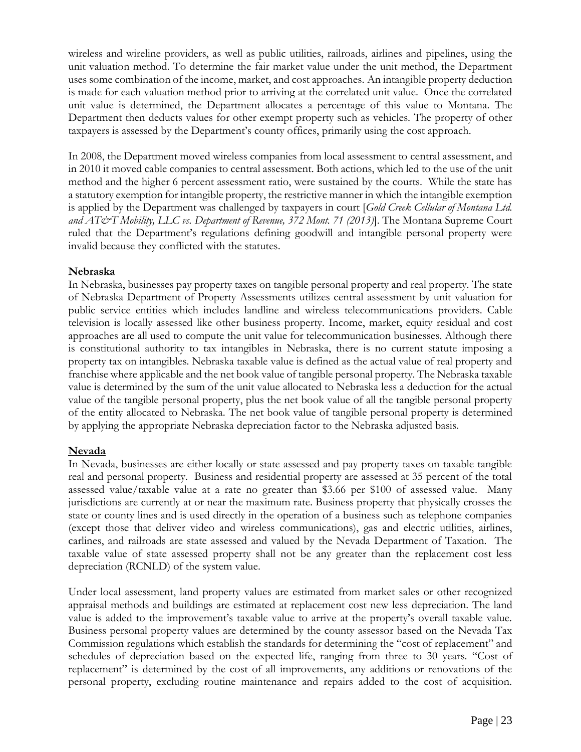wireless and wireline providers, as well as public utilities, railroads, airlines and pipelines, using the unit valuation method. To determine the fair market value under the unit method, the Department uses some combination of the income, market, and cost approaches. An intangible property deduction is made for each valuation method prior to arriving at the correlated unit value. Once the correlated unit value is determined, the Department allocates a percentage of this value to Montana. The Department then deducts values for other exempt property such as vehicles. The property of other taxpayers is assessed by the Department's county offices, primarily using the cost approach.

In 2008, the Department moved wireless companies from local assessment to central assessment, and in 2010 it moved cable companies to central assessment. Both actions, which led to the use of the unit method and the higher 6 percent assessment ratio, were sustained by the courts. While the state has a statutory exemption for intangible property, the restrictive manner in which the intangible exemption is applied by the Department was challenged by taxpayers in court [*Gold Creek Cellular of Montana Ltd. and AT&T Mobility, LLC vs. Department of Revenue, 372 Mont. 71 (2013)*]. The Montana Supreme Court ruled that the Department's regulations defining goodwill and intangible personal property were invalid because they conflicted with the statutes.

**Nebraska**

In Nebraska, businesses pay property taxes on tangible personal property and real property. The state of Nebraska Department of Property Assessments utilizes central assessment by unit valuation for public service entities which includes landline and wireless telecommunications providers. Cable television is locally assessed like other business property. Income, market, equity residual and cost approaches are all used to compute the unit value for telecommunication businesses. Although there is constitutional authority to tax intangibles in Nebraska, there is no current statute imposing a property tax on intangibles. Nebraska taxable value is defined as the actual value of real property and franchise where applicable and the net book value of tangible personal property. The Nebraska taxable value is determined by the sum of the unit value allocated to Nebraska less a deduction for the actual value of the tangible personal property, plus the net book value of all the tangible personal property of the entity allocated to Nebraska. The net book value of tangible personal property is determined by applying the appropriate Nebraska depreciation factor to the Nebraska adjusted basis.

**Nevada**

In Nevada, businesses are either locally or state assessed and pay property taxes on taxable tangible real and personal property. Business and residential property are assessed at 35 percent of the total assessed value/taxable value at a rate no greater than $3.66 per $100 of assessed value. Many jurisdictions are currently at or near the maximum rate. Business property that physically crosses the state or county lines and is used directly in the operation of a business such as telephone companies (except those that deliver video and wireless communications), gas and electric utilities, airlines, carlines, and railroads are state assessed and valued by the Nevada Department of Taxation. The taxable value of state assessed property shall not be any greater than the replacement cost less depreciation (RCNLD) of the system value.

Under local assessment, land property values are estimated from market sales or other recognized appraisal methods and buildings are estimated at replacement cost new less depreciation. The land value is added to the improvement's taxable value to arrive at the property's overall taxable value. Business personal property values are determined by the county assessor based on the Nevada Tax Commission regulations which establish the standards for determining the "cost of replacement" and schedules of depreciation based on the expected life, ranging from three to 30 years. "Cost of replacement" is determined by the cost of all improvements, any additions or renovations of the personal property, excluding routine maintenance and repairs added to the cost of acquisition.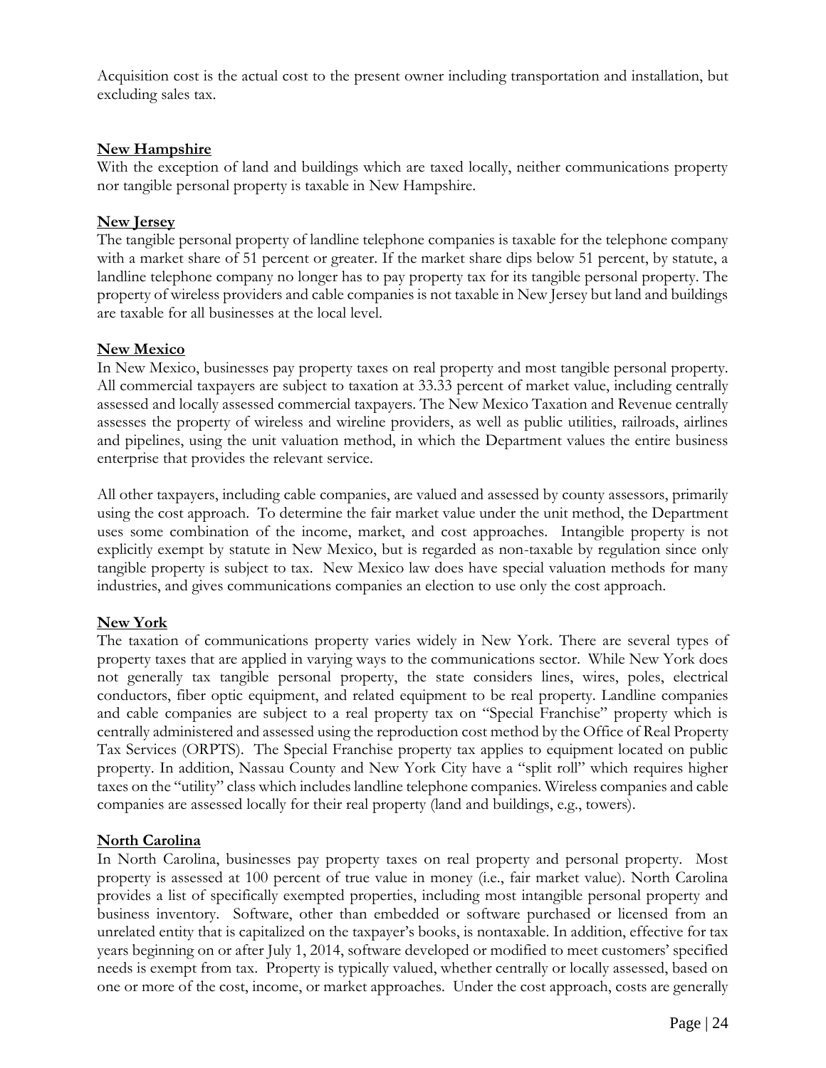Acquisition cost is the actual cost to the present owner including transportation and installation, but excluding sales tax.

### New Hampshire

With the exception of land and buildings which are taxed locally, neither communications property nor tangible personal property is taxable in New Hampshire.

### New Jersey

The tangible personal property of landline telephone companies is taxable for the telephone company with a market share of 51 percent or greater. If the market share dips below 51 percent, by statute, a landline telephone company no longer has to pay property tax for its tangible personal property. The property of wireless providers and cable companies is not taxable in New Jersey but land and buildings are taxable for all businesses at the local level.

### New Mexico

In New Mexico, businesses pay property taxes on real property and most tangible personal property. All commercial taxpayers are subject to taxation at 33.33 percent of market value, including centrally assessed and locally assessed commercial taxpayers. The New Mexico Taxation and Revenue centrally assesses the property of wireless and wireline providers, as well as public utilities, railroads, airlines and pipelines, using the unit valuation method, in which the Department values the entire business enterprise that provides the relevant service.

All other taxpayers, including cable companies, are valued and assessed by county assessors, primarily using the cost approach. To determine the fair market value under the unit method, the Department uses some combination of the income, market, and cost approaches. Intangible property is not explicitly exempt by statute in New Mexico, but is regarded as non-taxable by regulation since only tangible property is subject to tax. New Mexico law does have special valuation methods for many industries, and gives communications companies an election to use only the cost approach.

### New York

The taxation of communications property varies widely in New York. There are several types of property taxes that are applied in varying ways to the communications sector. While New York does not generally tax tangible personal property, the state considers lines, wires, poles, electrical conductors, fiber optic equipment, and related equipment to be real property. Landline companies and cable companies are subject to a real property tax on "Special Franchise" property which is centrally administered and assessed using the reproduction cost method by the Office of Real Property Tax Services (ORPTS). The Special Franchise property tax applies to equipment located on public property. In addition, Nassau County and New York City have a "split roll" which requires higher taxes on the "utility" class which includes landline telephone companies. Wireless companies and cable companies are assessed locally for their real property (land and buildings, e.g., towers).

### North Carolina

In North Carolina, businesses pay property taxes on real property and personal property. Most property is assessed at 100 percent of true value in money (i.e., fair market value). North Carolina provides a list of specifically exempted properties, including most intangible personal property and business inventory. Software, other than embedded or software purchased or licensed from an unrelated entity that is capitalized on the taxpayer's books, is nontaxable. In addition, effective for tax years beginning on or after July 1, 2014, software developed or modified to meet customers' specified needs is exempt from tax. Property is typically valued, whether centrally or locally assessed, based on one or more of the cost, income, or market approaches. Under the cost approach, costs are generally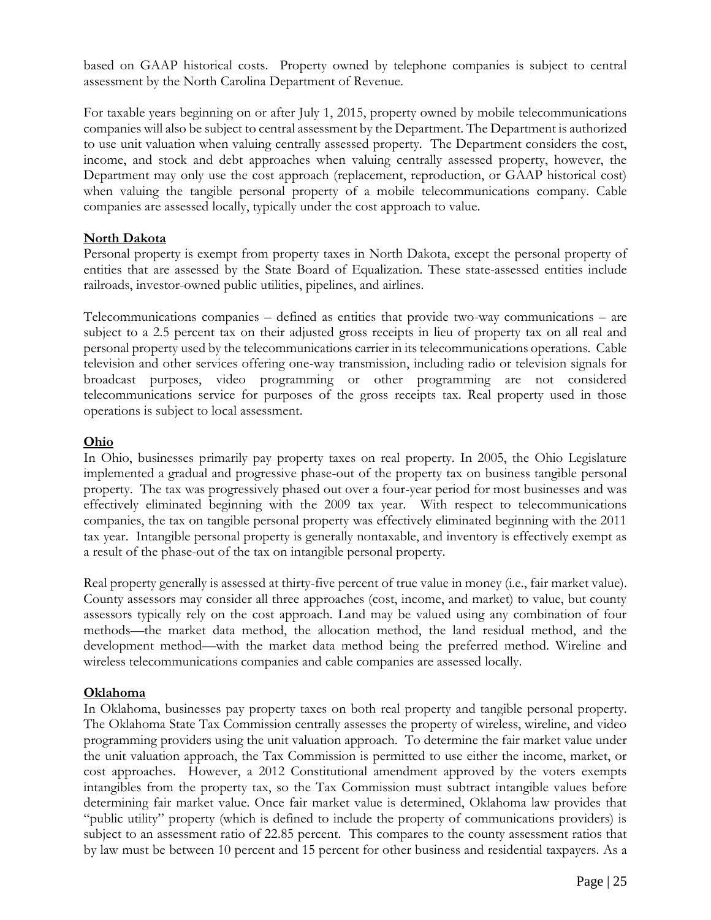based on GAAP historical costs. Property owned by telephone companies is subject to central assessment by the North Carolina Department of Revenue.

For taxable years beginning on or after July 1, 2015, property owned by mobile telecommunications companies will also be subject to central assessment by the Department. The Department is authorized to use unit valuation when valuing centrally assessed property. The Department considers the cost, income, and stock and debt approaches when valuing centrally assessed property, however, the Department may only use the cost approach (replacement, reproduction, or GAAP historical cost) when valuing the tangible personal property of a mobile telecommunications company. Cable companies are assessed locally, typically under the cost approach to value.

**North Dakota**

Personal property is exempt from property taxes in North Dakota, except the personal property of entities that are assessed by the State Board of Equalization. These state-assessed entities include railroads, investor-owned public utilities, pipelines, and airlines.

Telecommunications companies – defined as entities that provide two-way communications – are subject to a 2.5 percent tax on their adjusted gross receipts in lieu of property tax on all real and personal property used by the telecommunications carrier in its telecommunications operations. Cable television and other services offering one-way transmission, including radio or television signals for broadcast purposes, video programming or other programming are not considered telecommunications service for purposes of the gross receipts tax. Real property used in those operations is subject to local assessment.

**Ohio**

In Ohio, businesses primarily pay property taxes on real property. In 2005, the Ohio Legislature implemented a gradual and progressive phase-out of the property tax on business tangible personal property. The tax was progressively phased out over a four-year period for most businesses and was effectively eliminated beginning with the 2009 tax year. With respect to telecommunications companies, the tax on tangible personal property was effectively eliminated beginning with the 2011 tax year. Intangible personal property is generally nontaxable, and inventory is effectively exempt as a result of the phase-out of the tax on intangible personal property.

Real property generally is assessed at thirty-five percent of true value in money (i.e., fair market value). County assessors may consider all three approaches (cost, income, and market) to value, but county assessors typically rely on the cost approach. Land may be valued using any combination of four methods—the market data method, the allocation method, the land residual method, and the development method—with the market data method being the preferred method. Wireline and wireless telecommunications companies and cable companies are assessed locally.

**Oklahoma**

In Oklahoma, businesses pay property taxes on both real property and tangible personal property. The Oklahoma State Tax Commission centrally assesses the property of wireless, wireline, and video programming providers using the unit valuation approach. To determine the fair market value under the unit valuation approach, the Tax Commission is permitted to use either the income, market, or cost approaches. However, a 2012 Constitutional amendment approved by the voters exempts intangibles from the property tax, so the Tax Commission must subtract intangible values before determining fair market value. Once fair market value is determined, Oklahoma law provides that "public utility" property (which is defined to include the property of communications providers) is subject to an assessment ratio of 22.85 percent. This compares to the county assessment ratios that by law must be between 10 percent and 15 percent for other business and residential taxpayers. As a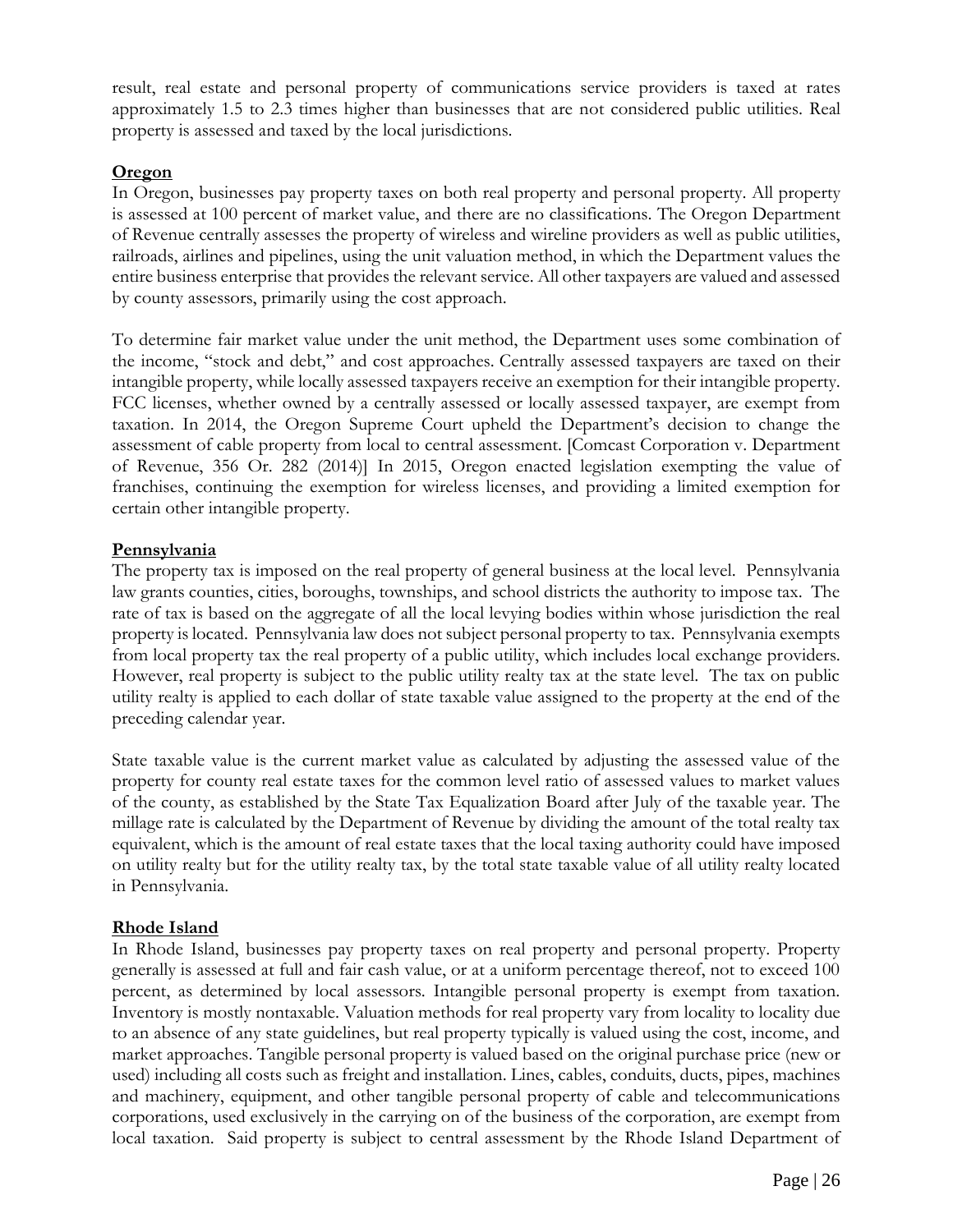result, real estate and personal property of communications service providers is taxed at rates approximately 1.5 to 2.3 times higher than businesses that are not considered public utilities. Real property is assessed and taxed by the local jurisdictions.

### **Oregon**

In Oregon, businesses pay property taxes on both real property and personal property. All property is assessed at 100 percent of market value, and there are no classifications. The Oregon Department of Revenue centrally assesses the property of wireless and wireline providers as well as public utilities, railroads, airlines and pipelines, using the unit valuation method, in which the Department values the entire business enterprise that provides the relevant service. All other taxpayers are valued and assessed by county assessors, primarily using the cost approach.

To determine fair market value under the unit method, the Department uses some combination of the income, "stock and debt," and cost approaches. Centrally assessed taxpayers are taxed on their intangible property, while locally assessed taxpayers receive an exemption for their intangible property. FCC licenses, whether owned by a centrally assessed or locally assessed taxpayer, are exempt from taxation. In 2014, the Oregon Supreme Court upheld the Department's decision to change the assessment of cable property from local to central assessment. [Comcast Corporation v. Department of Revenue, 356 Or. 282 (2014)] In 2015, Oregon enacted legislation exempting the value of franchises, continuing the exemption for wireless licenses, and providing a limited exemption for certain other intangible property.

### **Pennsylvania**

The property tax is imposed on the real property of general business at the local level. Pennsylvania law grants counties, cities, boroughs, townships, and school districts the authority to impose tax. The rate of tax is based on the aggregate of all the local levying bodies within whose jurisdiction the real property is located. Pennsylvania law does not subject personal property to tax. Pennsylvania exempts from local property tax the real property of a public utility, which includes local exchange providers. However, real property is subject to the public utility realty tax at the state level. The tax on public utility realty is applied to each dollar of state taxable value assigned to the property at the end of the preceding calendar year.

State taxable value is the current market value as calculated by adjusting the assessed value of the property for county real estate taxes for the common level ratio of assessed values to market values of the county, as established by the State Tax Equalization Board after July of the taxable year. The millage rate is calculated by the Department of Revenue by dividing the amount of the total realty tax equivalent, which is the amount of real estate taxes that the local taxing authority could have imposed on utility realty but for the utility realty tax, by the total state taxable value of all utility realty located in Pennsylvania.

### **Rhode Island**

In Rhode Island, businesses pay property taxes on real property and personal property. Property generally is assessed at full and fair cash value, or at a uniform percentage thereof, not to exceed 100 percent, as determined by local assessors. Intangible personal property is exempt from taxation. Inventory is mostly nontaxable. Valuation methods for real property vary from locality to locality due to an absence of any state guidelines, but real property typically is valued using the cost, income, and market approaches. Tangible personal property is valued based on the original purchase price (new or used) including all costs such as freight and installation. Lines, cables, conduits, ducts, pipes, machines and machinery, equipment, and other tangible personal property of cable and telecommunications corporations, used exclusively in the carrying on of the business of the corporation, are exempt from local taxation. Said property is subject to central assessment by the Rhode Island Department of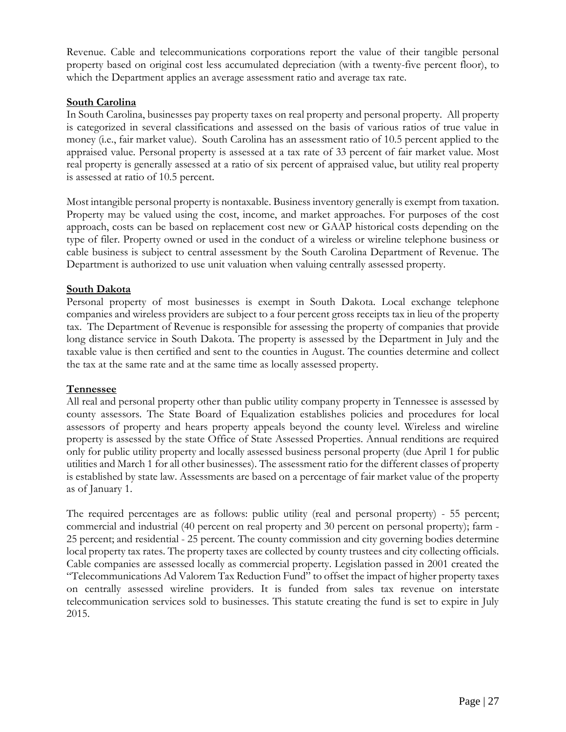Revenue. Cable and telecommunications corporations report the value of their tangible personal property based on original cost less accumulated depreciation (with a twenty-five percent floor), to which the Department applies an average assessment ratio and average tax rate.

## South Carolina

In South Carolina, businesses pay property taxes on real property and personal property. All property is categorized in several classifications and assessed on the basis of various ratios of true value in money (i.e., fair market value). South Carolina has an assessment ratio of 10.5 percent applied to the appraised value. Personal property is assessed at a tax rate of 33 percent of fair market value. Most real property is generally assessed at a ratio of six percent of appraised value, but utility real property is assessed at ratio of 10.5 percent.

Most intangible personal property is nontaxable. Business inventory generally is exempt from taxation. Property may be valued using the cost, income, and market approaches. For purposes of the cost approach, costs can be based on replacement cost new or GAAP historical costs depending on the type of filer. Property owned or used in the conduct of a wireless or wireline telephone business or cable business is subject to central assessment by the South Carolina Department of Revenue. The Department is authorized to use unit valuation when valuing centrally assessed property.

## South Dakota

Personal property of most businesses is exempt in South Dakota. Local exchange telephone companies and wireless providers are subject to a four percent gross receipts tax in lieu of the property tax. The Department of Revenue is responsible for assessing the property of companies that provide long distance service in South Dakota. The property is assessed by the Department in July and the taxable value is then certified and sent to the counties in August. The counties determine and collect the tax at the same rate and at the same time as locally assessed property.

## Tennessee

All real and personal property other than public utility company property in Tennessee is assessed by county assessors. The State Board of Equalization establishes policies and procedures for local assessors of property and hears property appeals beyond the county level. Wireless and wireline property is assessed by the state Office of State Assessed Properties. Annual renditions are required only for public utility property and locally assessed business personal property (due April 1 for public utilities and March 1 for all other businesses). The assessment ratio for the different classes of property is established by state law. Assessments are based on a percentage of fair market value of the property as of January 1.

The required percentages are as follows: public utility (real and personal property) - 55 percent; commercial and industrial (40 percent on real property and 30 percent on personal property); farm - 25 percent; and residential - 25 percent. The county commission and city governing bodies determine local property tax rates. The property taxes are collected by county trustees and city collecting officials. Cable companies are assessed locally as commercial property. Legislation passed in 2001 created the "Telecommunications Ad Valorem Tax Reduction Fund" to offset the impact of higher property taxes on centrally assessed wireline providers. It is funded from sales tax revenue on interstate telecommunication services sold to businesses. This statute creating the fund is set to expire in July 2015.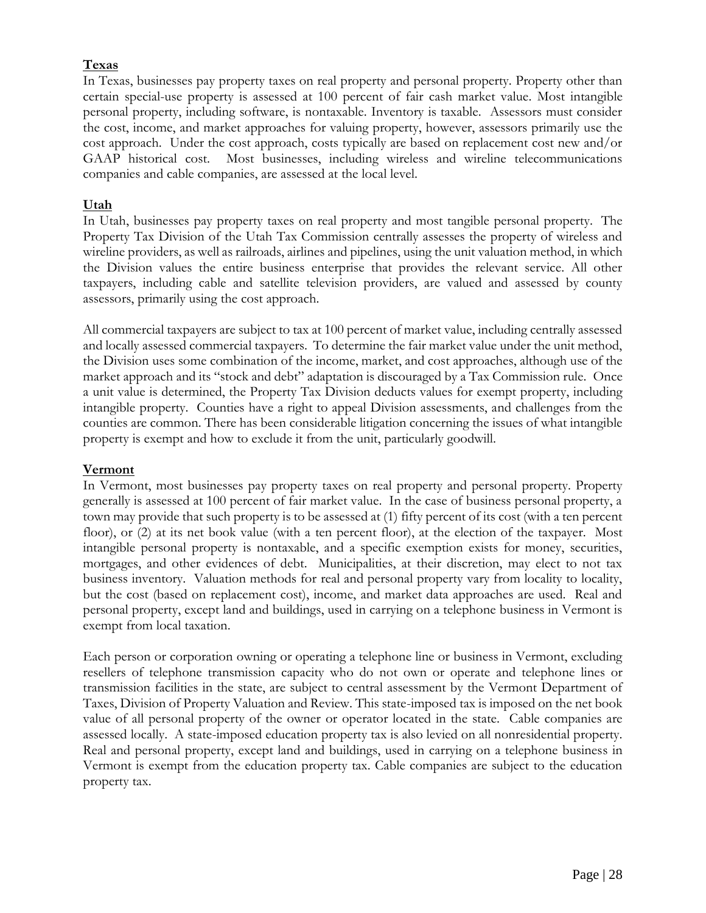**Texas**

In Texas, businesses pay property taxes on real property and personal property. Property other than certain special-use property is assessed at 100 percent of fair cash market value. Most intangible personal property, including software, is nontaxable. Inventory is taxable. Assessors must consider the cost, income, and market approaches for valuing property, however, assessors primarily use the cost approach. Under the cost approach, costs typically are based on replacement cost new and/or GAAP historical cost. Most businesses, including wireless and wireline telecommunications companies and cable companies, are assessed at the local level.

**Utah**

In Utah, businesses pay property taxes on real property and most tangible personal property. The Property Tax Division of the Utah Tax Commission centrally assesses the property of wireless and wireline providers, as well as railroads, airlines and pipelines, using the unit valuation method, in which the Division values the entire business enterprise that provides the relevant service. All other taxpayers, including cable and satellite television providers, are valued and assessed by county assessors, primarily using the cost approach.

All commercial taxpayers are subject to tax at 100 percent of market value, including centrally assessed and locally assessed commercial taxpayers. To determine the fair market value under the unit method, the Division uses some combination of the income, market, and cost approaches, although use of the market approach and its "stock and debt" adaptation is discouraged by a Tax Commission rule. Once a unit value is determined, the Property Tax Division deducts values for exempt property, including intangible property. Counties have a right to appeal Division assessments, and challenges from the counties are common. There has been considerable litigation concerning the issues of what intangible property is exempt and how to exclude it from the unit, particularly goodwill.

**Vermont**

In Vermont, most businesses pay property taxes on real property and personal property. Property generally is assessed at 100 percent of fair market value. In the case of business personal property, a town may provide that such property is to be assessed at (1) fifty percent of its cost (with a ten percent floor), or (2) at its net book value (with a ten percent floor), at the election of the taxpayer. Most intangible personal property is nontaxable, and a specific exemption exists for money, securities, mortgages, and other evidences of debt. Municipalities, at their discretion, may elect to not tax business inventory. Valuation methods for real and personal property vary from locality to locality, but the cost (based on replacement cost), income, and market data approaches are used. Real and personal property, except land and buildings, used in carrying on a telephone business in Vermont is exempt from local taxation.

Each person or corporation owning or operating a telephone line or business in Vermont, excluding resellers of telephone transmission capacity who do not own or operate and telephone lines or transmission facilities in the state, are subject to central assessment by the Vermont Department of Taxes, Division of Property Valuation and Review. This state-imposed tax is imposed on the net book value of all personal property of the owner or operator located in the state. Cable companies are assessed locally. A state-imposed education property tax is also levied on all nonresidential property. Real and personal property, except land and buildings, used in carrying on a telephone business in Vermont is exempt from the education property tax. Cable companies are subject to the education property tax.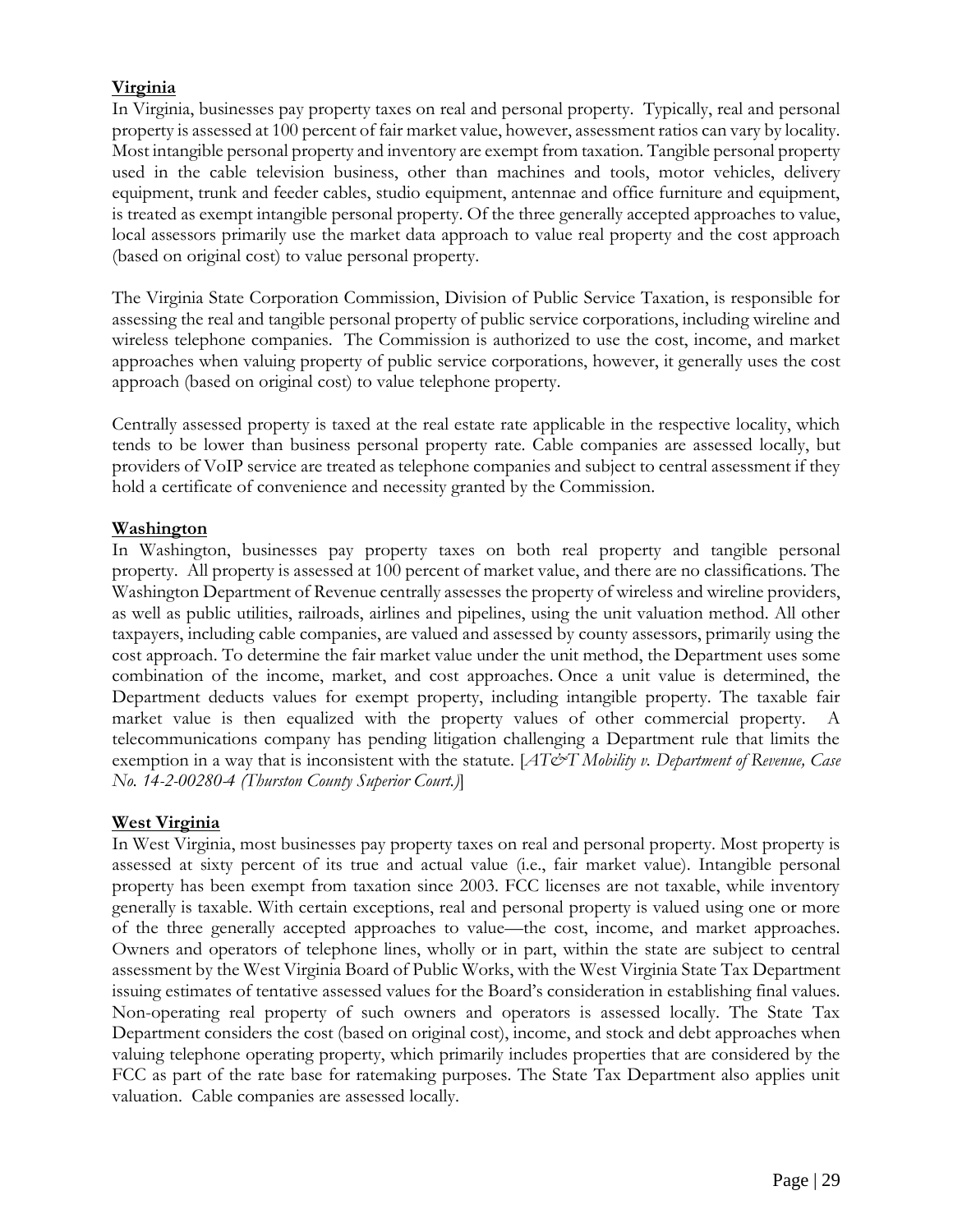**Virginia**

In Virginia, businesses pay property taxes on real and personal property. Typically, real and personal property is assessed at 100 percent of fair market value, however, assessment ratios can vary by locality. Most intangible personal property and inventory are exempt from taxation. Tangible personal property used in the cable television business, other than machines and tools, motor vehicles, delivery equipment, trunk and feeder cables, studio equipment, antennae and office furniture and equipment, is treated as exempt intangible personal property. Of the three generally accepted approaches to value, local assessors primarily use the market data approach to value real property and the cost approach (based on original cost) to value personal property.

The Virginia State Corporation Commission, Division of Public Service Taxation, is responsible for assessing the real and tangible personal property of public service corporations, including wireline and wireless telephone companies. The Commission is authorized to use the cost, income, and market approaches when valuing property of public service corporations, however, it generally uses the cost approach (based on original cost) to value telephone property.

Centrally assessed property is taxed at the real estate rate applicable in the respective locality, which tends to be lower than business personal property rate. Cable companies are assessed locally, but providers of VoIP service are treated as telephone companies and subject to central assessment if they hold a certificate of convenience and necessity granted by the Commission.

**Washington**

In Washington, businesses pay property taxes on both real property and tangible personal property. All property is assessed at 100 percent of market value, and there are no classifications. The Washington Department of Revenue centrally assesses the property of wireless and wireline providers, as well as public utilities, railroads, airlines and pipelines, using the unit valuation method. All other taxpayers, including cable companies, are valued and assessed by county assessors, primarily using the cost approach. To determine the fair market value under the unit method, the Department uses some combination of the income, market, and cost approaches. Once a unit value is determined, the Department deducts values for exempt property, including intangible property. The taxable fair market value is then equalized with the property values of other commercial property. A telecommunications company has pending litigation challenging a Department rule that limits the exemption in a way that is inconsistent with the statute. [*AT&T Mobility v. Department of Revenue, Case No. 14-2-00280-4 (Thurston County Superior Court.)*]

**West Virginia**

In West Virginia, most businesses pay property taxes on real and personal property. Most property is assessed at sixty percent of its true and actual value (i.e., fair market value). Intangible personal property has been exempt from taxation since 2003. FCC licenses are not taxable, while inventory generally is taxable. With certain exceptions, real and personal property is valued using one or more of the three generally accepted approaches to value—the cost, income, and market approaches. Owners and operators of telephone lines, wholly or in part, within the state are subject to central assessment by the West Virginia Board of Public Works, with the West Virginia State Tax Department issuing estimates of tentative assessed values for the Board's consideration in establishing final values. Non-operating real property of such owners and operators is assessed locally. The State Tax Department considers the cost (based on original cost), income, and stock and debt approaches when valuing telephone operating property, which primarily includes properties that are considered by the FCC as part of the rate base for ratemaking purposes. The State Tax Department also applies unit valuation. Cable companies are assessed locally.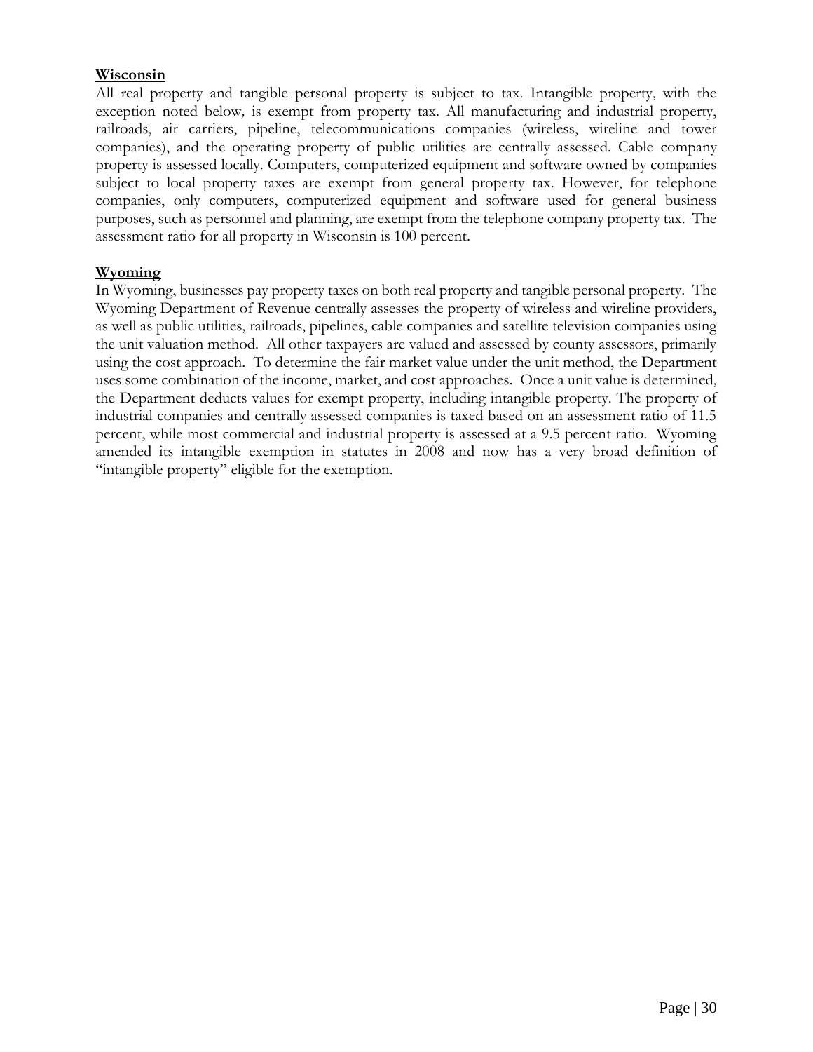**Wisconsin**

All real property and tangible personal property is subject to tax. Intangible property, with the exception noted below*,* is exempt from property tax. All manufacturing and industrial property, railroads, air carriers, pipeline, telecommunications companies (wireless, wireline and tower companies), and the operating property of public utilities are centrally assessed. Cable company property is assessed locally. Computers, computerized equipment and software owned by companies subject to local property taxes are exempt from general property tax. However, for telephone companies, only computers, computerized equipment and software used for general business purposes, such as personnel and planning, are exempt from the telephone company property tax. The assessment ratio for all property in Wisconsin is 100 percent.

**Wyoming**

In Wyoming, businesses pay property taxes on both real property and tangible personal property. The Wyoming Department of Revenue centrally assesses the property of wireless and wireline providers, as well as public utilities, railroads, pipelines, cable companies and satellite television companies using the unit valuation method. All other taxpayers are valued and assessed by county assessors, primarily using the cost approach. To determine the fair market value under the unit method, the Department uses some combination of the income, market, and cost approaches. Once a unit value is determined, the Department deducts values for exempt property, including intangible property. The property of industrial companies and centrally assessed companies is taxed based on an assessment ratio of 11.5 percent, while most commercial and industrial property is assessed at a 9.5 percent ratio. Wyoming amended its intangible exemption in statutes in 2008 and now has a very broad definition of "intangible property" eligible for the exemption.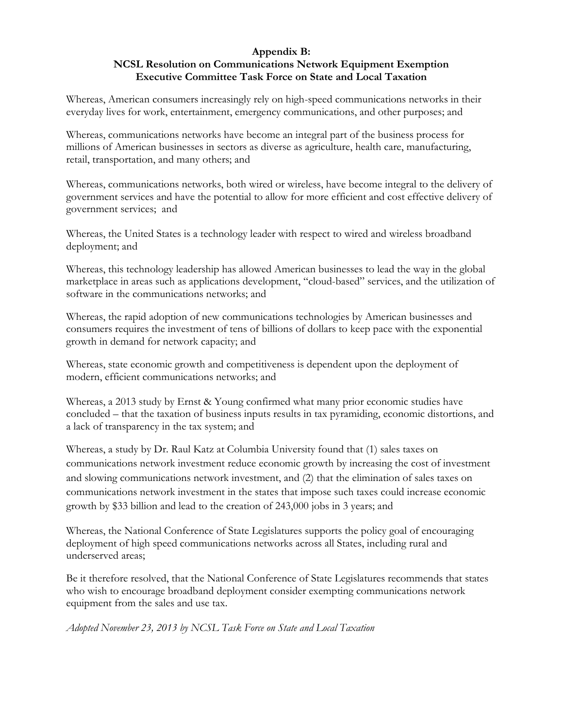# Appendix B: NCSL Resolution on Communications Network Equipment Exemption Executive Committee Task Force on State and Local Taxation

Whereas, American consumers increasingly rely on high-speed communications networks in their everyday lives for work, entertainment, emergency communications, and other purposes; and

Whereas, communications networks have become an integral part of the business process for millions of American businesses in sectors as diverse as agriculture, health care, manufacturing, retail, transportation, and many others; and

Whereas, communications networks, both wired or wireless, have become integral to the delivery of government services and have the potential to allow for more efficient and cost effective delivery of government services; and

Whereas, the United States is a technology leader with respect to wired and wireless broadband deployment; and

Whereas, this technology leadership has allowed American businesses to lead the way in the global marketplace in areas such as applications development, "cloud-based" services, and the utilization of software in the communications networks; and

Whereas, the rapid adoption of new communications technologies by American businesses and consumers requires the investment of tens of billions of dollars to keep pace with the exponential growth in demand for network capacity; and

Whereas, state economic growth and competitiveness is dependent upon the deployment of modern, efficient communications networks; and

Whereas, a 2013 study by Ernst & Young confirmed what many prior economic studies have concluded – that the taxation of business inputs results in tax pyramiding, economic distortions, and a lack of transparency in the tax system; and

Whereas, a study by Dr. Raul Katz at Columbia University found that (1) sales taxes on communications network investment reduce economic growth by increasing the cost of investment and slowing communications network investment, and (2) that the elimination of sales taxes on communications network investment in the states that impose such taxes could increase economic growth by $33 billion and lead to the creation of 243,000 jobs in 3 years; and

Whereas, the National Conference of State Legislatures supports the policy goal of encouraging deployment of high speed communications networks across all States, including rural and underserved areas;

Be it therefore resolved, that the National Conference of State Legislatures recommends that states who wish to encourage broadband deployment consider exempting communications network equipment from the sales and use tax.

*Adopted November 23, 2013 by NCSL Task Force on State and Local Taxation*